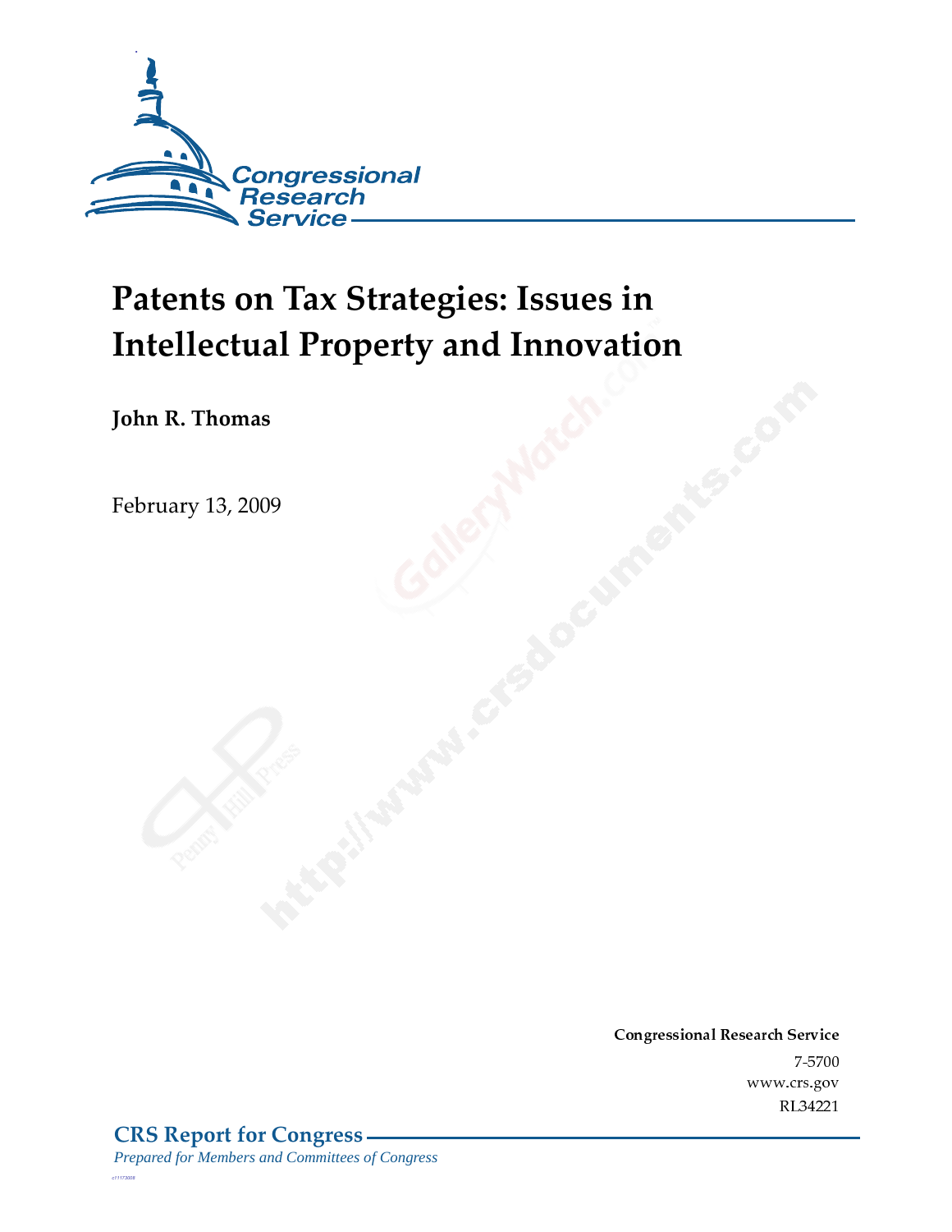Congressional Research Service

# Patents on Tax Strategies: Issues in Intellectual Property and Innovation

**John R. Thomas**

February 13, 2009

**Congressional Research Service**

7-5700

www.crs.gov

RL34221

**CRS Report for Congress**

*Prepared for Members and Committees of Congress*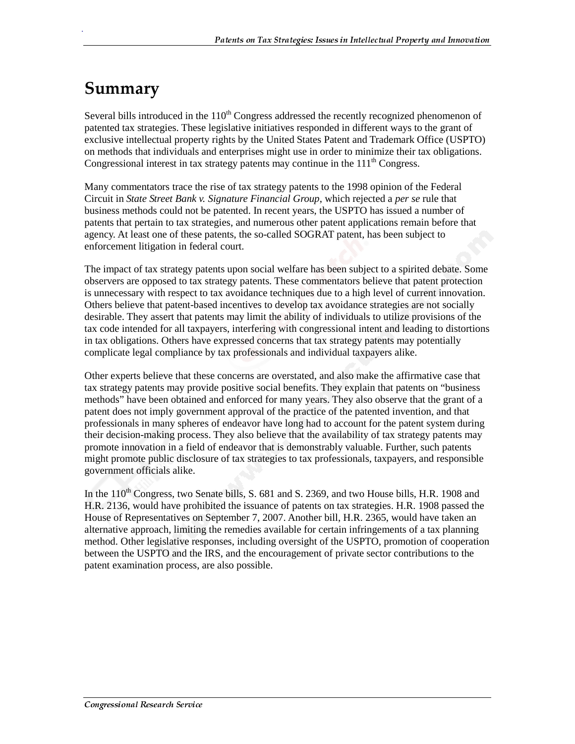# Summary

Several bills introduced in the 110th Congress addressed the recently recognized phenomenon of patented tax strategies. These legislative initiatives responded in different ways to the grant of exclusive intellectual property rights by the United States Patent and Trademark Office (USPTO) on methods that individuals and enterprises might use in order to minimize their tax obligations. Congressional interest in tax strategy patents may continue in the 111th Congress.

Many commentators trace the rise of tax strategy patents to the 1998 opinion of the Federal Circuit in *State Street Bank v. Signature Financial Group*, which rejected a *per se* rule that business methods could not be patented. In recent years, the USPTO has issued a number of patents that pertain to tax strategies, and numerous other patent applications remain before that agency. At least one of these patents, the so-called SOGRAT patent, has been subject to enforcement litigation in federal court.

The impact of tax strategy patents upon social welfare has been subject to a spirited debate. Some observers are opposed to tax strategy patents. These commentators believe that patent protection is unnecessary with respect to tax avoidance techniques due to a high level of current innovation. Others believe that patent-based incentives to develop tax avoidance strategies are not socially desirable. They assert that patents may limit the ability of individuals to utilize provisions of the tax code intended for all taxpayers, interfering with congressional intent and leading to distortions in tax obligations. Others have expressed concerns that tax strategy patents may potentially complicate legal compliance by tax professionals and individual taxpayers alike.

Other experts believe that these concerns are overstated, and also make the affirmative case that tax strategy patents may provide positive social benefits. They explain that patents on "business methods" have been obtained and enforced for many years. They also observe that the grant of a patent does not imply government approval of the practice of the patented invention, and that professionals in many spheres of endeavor have long had to account for the patent system during their decision-making process. They also believe that the availability of tax strategy patents may promote innovation in a field of endeavor that is demonstrably valuable. Further, such patents might promote public disclosure of tax strategies to tax professionals, taxpayers, and responsible government officials alike.

In the 110th Congress, two Senate bills, S. 681 and S. 2369, and two House bills, H.R. 1908 and H.R. 2136, would have prohibited the issuance of patents on tax strategies. H.R. 1908 passed the House of Representatives on September 7, 2007. Another bill, H.R. 2365, would have taken an alternative approach, limiting the remedies available for certain infringements of a tax planning method. Other legislative responses, including oversight of the USPTO, promotion of cooperation between the USPTO and the IRS, and the encouragement of private sector contributions to the patent examination process, are also possible.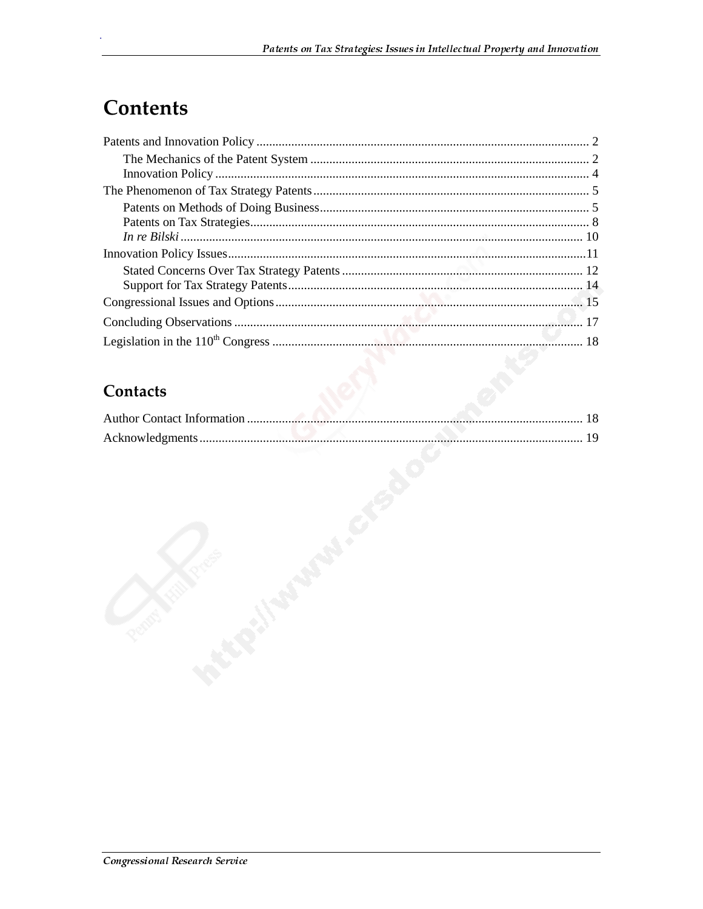# Contents

Patents and Innovation Policy ........................................................................................................ 2

The Mechanics of the Patent System ....................................................................................... 2

Innovation Policy ..................................................................................................................... 4

The Phenomenon of Tax Strategy Patents ...................................................................................... 5

Patents on Methods of Doing Business .................................................................................... 5

Patents on Tax Strategies .......................................................................................................... 8

*In re Bilski* ............................................................................................................................. 10

Innovation Policy Issues ................................................................................................................ 11

Stated Concerns Over Tax Strategy Patents ........................................................................... 12

Support for Tax Strategy Patents ............................................................................................ 14

Congressional Issues and Options ................................................................................................ 15

Concluding Observations ............................................................................................................. 17

Legislation in the 110th Congress ................................................................................................. 18

## Contacts

Author Contact Information .......................................................................................................... 18

Acknowledgments ........................................................................................................................ 19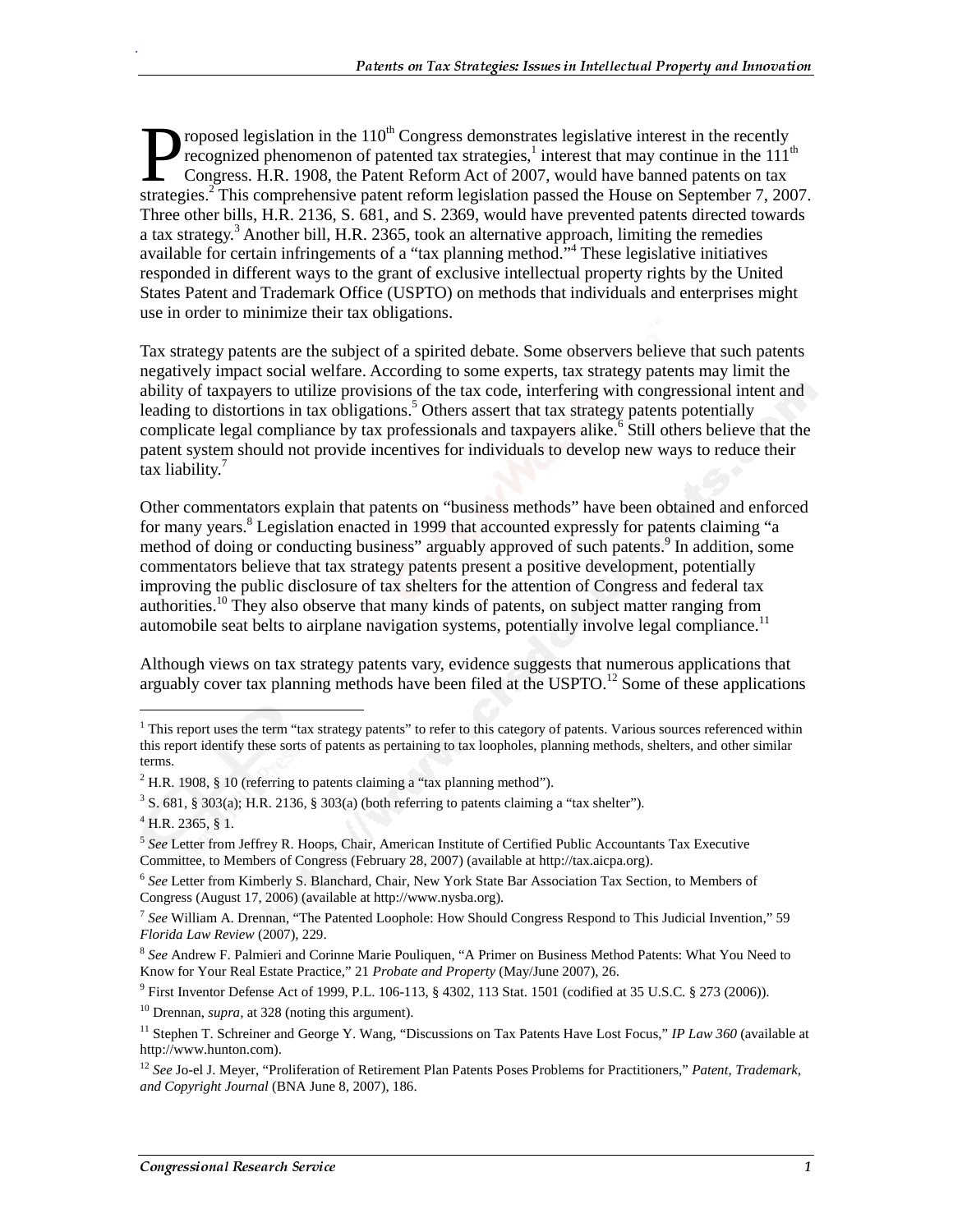Proposed legislation in the 110th Congress demonstrates legislative interest in the recently recognized phenomenon of patented tax strategies,[1] interest that may continue in the 111th Congress. H.R. 1908, the Patent Reform Act of 2007, would have banned patents on tax strategies.[2] This comprehensive patent reform legislation passed the House on September 7, 2007. Three other bills, H.R. 2136, S. 681, and S. 2369, would have prevented patents directed towards a tax strategy.[3] Another bill, H.R. 2365, took an alternative approach, limiting the remedies available for certain infringements of a "tax planning method."[4] These legislative initiatives responded in different ways to the grant of exclusive intellectual property rights by the United States Patent and Trademark Office (USPTO) on methods that individuals and enterprises might use in order to minimize their tax obligations.

Tax strategy patents are the subject of a spirited debate. Some observers believe that such patents negatively impact social welfare. According to some experts, tax strategy patents may limit the ability of taxpayers to utilize provisions of the tax code, interfering with congressional intent and leading to distortions in tax obligations.[5] Others assert that tax strategy patents potentially complicate legal compliance by tax professionals and taxpayers alike.[6] Still others believe that the patent system should not provide incentives for individuals to develop new ways to reduce their tax liability.[7]

Other commentators explain that patents on "business methods" have been obtained and enforced for many years.[8] Legislation enacted in 1999 that accounted expressly for patents claiming "a method of doing or conducting business" arguably approved of such patents.[9] In addition, some commentators believe that tax strategy patents present a positive development, potentially improving the public disclosure of tax shelters for the attention of Congress and federal tax authorities.[10] They also observe that many kinds of patents, on subject matter ranging from automobile seat belts to airplane navigation systems, potentially involve legal compliance.[11]

Although views on tax strategy patents vary, evidence suggests that numerous applications that arguably cover tax planning methods have been filed at the USPTO.[12] Some of these applications

---

[1] This report uses the term "tax strategy patents" to refer to this category of patents. Various sources referenced within this report identify these sorts of patents as pertaining to tax loopholes, planning methods, shelters, and other similar terms.

[2] H.R. 1908, § 10 (referring to patents claiming a "tax planning method").

[3] S. 681, § 303(a); H.R. 2136, § 303(a) (both referring to patents claiming a "tax shelter").

[4] H.R. 2365, § 1.

[5] *See* Letter from Jeffrey R. Hoops, Chair, American Institute of Certified Public Accountants Tax Executive Committee, to Members of Congress (February 28, 2007) (available at http://tax.aicpa.org).

[6] *See* Letter from Kimberly S. Blanchard, Chair, New York State Bar Association Tax Section, to Members of Congress (August 17, 2006) (available at http://www.nysba.org).

[7] *See* William A. Drennan, "The Patented Loophole: How Should Congress Respond to This Judicial Invention," 59 *Florida Law Review* (2007), 229.

[8] *See* Andrew F. Palmieri and Corinne Marie Pouliquen, "A Primer on Business Method Patents: What You Need to Know for Your Real Estate Practice," 21 *Probate and Property* (May/June 2007), 26.

[9] First Inventor Defense Act of 1999, P.L. 106-113, § 4302, 113 Stat. 1501 (codified at 35 U.S.C. § 273 (2006)).

[10] Drennan, *supra*, at 328 (noting this argument).

[11] Stephen T. Schreiner and George Y. Wang, "Discussions on Tax Patents Have Lost Focus," *IP Law 360* (available at http://www.hunton.com).

[12] *See* Jo-el J. Meyer, "Proliferation of Retirement Plan Patents Poses Problems for Practitioners," *Patent, Trademark, and Copyright Journal* (BNA June 8, 2007), 186.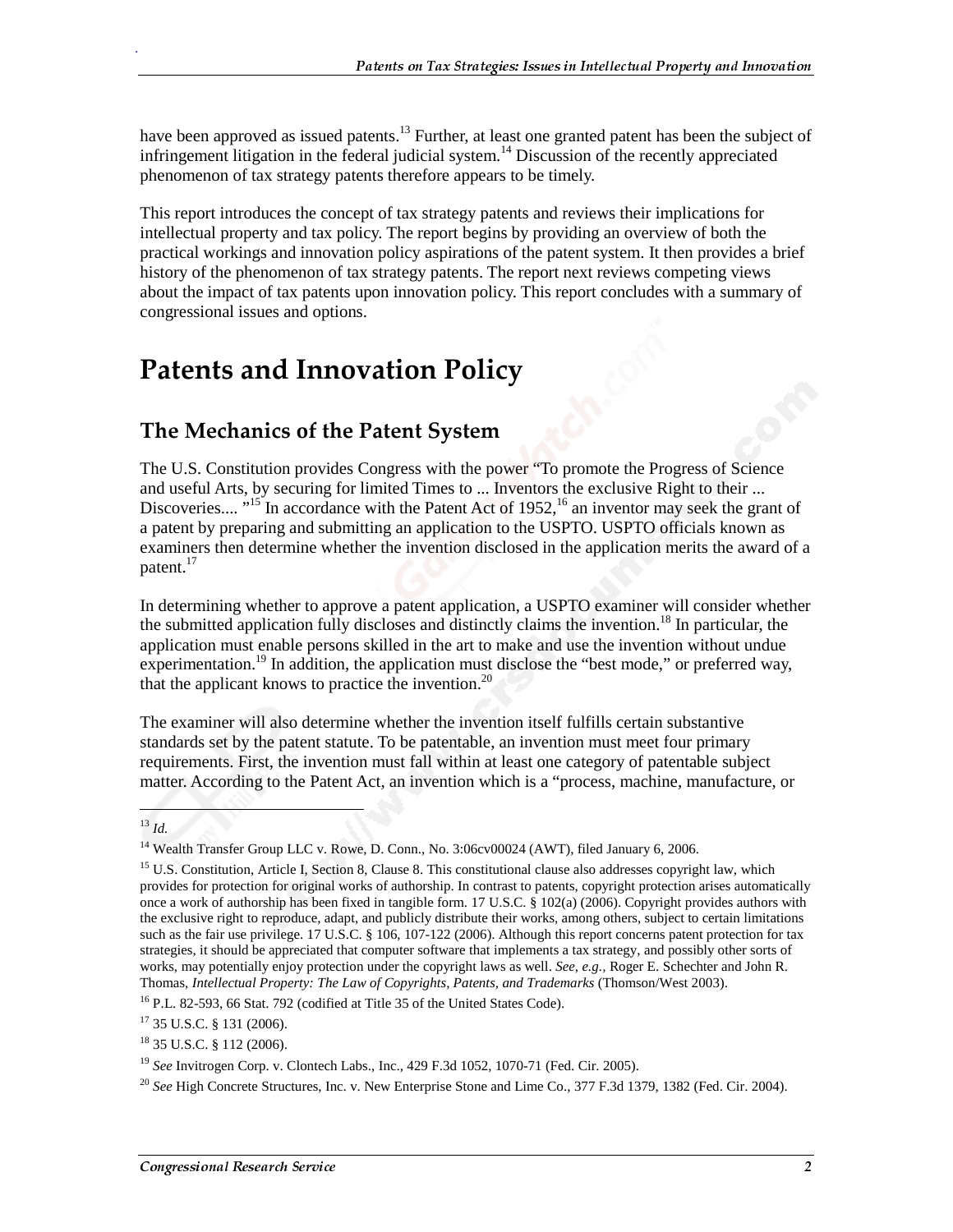have been approved as issued patents.[13] Further, at least one granted patent has been the subject of infringement litigation in the federal judicial system.[14] Discussion of the recently appreciated phenomenon of tax strategy patents therefore appears to be timely.

This report introduces the concept of tax strategy patents and reviews their implications for intellectual property and tax policy. The report begins by providing an overview of both the practical workings and innovation policy aspirations of the patent system. It then provides a brief history of the phenomenon of tax strategy patents. The report next reviews competing views about the impact of tax patents upon innovation policy. This report concludes with a summary of congressional issues and options.

# Patents and Innovation Policy

## The Mechanics of the Patent System

The U.S. Constitution provides Congress with the power "To promote the Progress of Science and useful Arts, by securing for limited Times to ... Inventors the exclusive Right to their ... Discoveries.... "[15] In accordance with the Patent Act of 1952,[16] an inventor may seek the grant of a patent by preparing and submitting an application to the USPTO. USPTO officials known as examiners then determine whether the invention disclosed in the application merits the award of a patent.[17]

In determining whether to approve a patent application, a USPTO examiner will consider whether the submitted application fully discloses and distinctly claims the invention.[18] In particular, the application must enable persons skilled in the art to make and use the invention without undue experimentation.[19] In addition, the application must disclose the "best mode," or preferred way, that the applicant knows to practice the invention.[20]

The examiner will also determine whether the invention itself fulfills certain substantive standards set by the patent statute. To be patentable, an invention must meet four primary requirements. First, the invention must fall within at least one category of patentable subject matter. According to the Patent Act, an invention which is a "process, machine, manufacture, or

---

[13] *Id.*

[14] Wealth Transfer Group LLC v. Rowe, D. Conn., No. 3:06cv00024 (AWT), filed January 6, 2006.

[15] U.S. Constitution, Article I, Section 8, Clause 8. This constitutional clause also addresses copyright law, which provides for protection for original works of authorship. In contrast to patents, copyright protection arises automatically once a work of authorship has been fixed in tangible form. 17 U.S.C. § 102(a) (2006). Copyright provides authors with the exclusive right to reproduce, adapt, and publicly distribute their works, among others, subject to certain limitations such as the fair use privilege. 17 U.S.C. § 106, 107-122 (2006). Although this report concerns patent protection for tax strategies, it should be appreciated that computer software that implements a tax strategy, and possibly other sorts of works, may potentially enjoy protection under the copyright laws as well. *See, e.g.,* Roger E. Schechter and John R. Thomas, *Intellectual Property: The Law of Copyrights, Patents, and Trademarks* (Thomson/West 2003).

[16] P.L. 82-593, 66 Stat. 792 (codified at Title 35 of the United States Code).

[17] 35 U.S.C. § 131 (2006).

[18] 35 U.S.C. § 112 (2006).

[19] *See* Invitrogen Corp. v. Clontech Labs., Inc., 429 F.3d 1052, 1070-71 (Fed. Cir. 2005).

[20] *See* High Concrete Structures, Inc. v. New Enterprise Stone and Lime Co., 377 F.3d 1379, 1382 (Fed. Cir. 2004).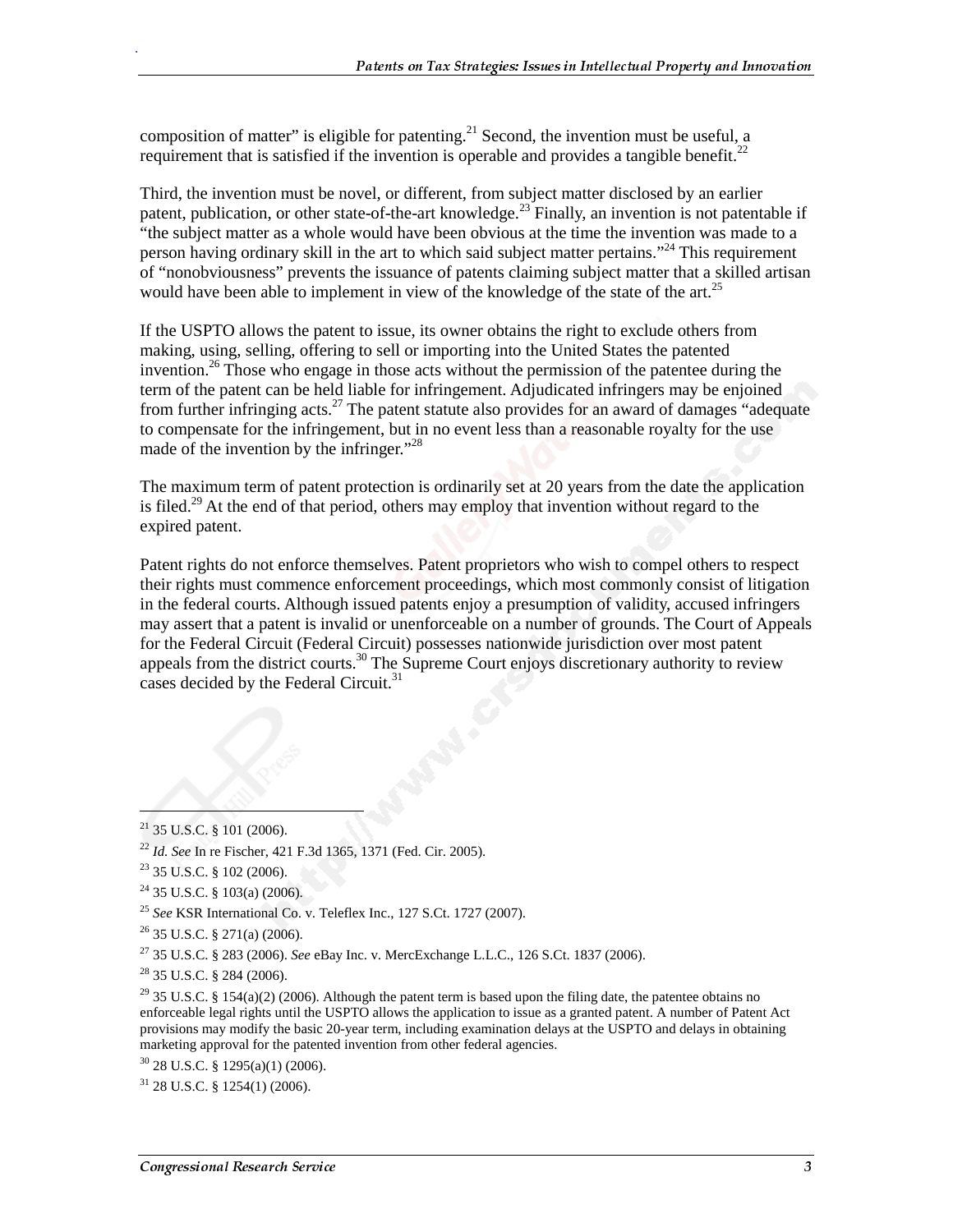composition of matter" is eligible for patenting.[21] Second, the invention must be useful, a requirement that is satisfied if the invention is operable and provides a tangible benefit.[22]

Third, the invention must be novel, or different, from subject matter disclosed by an earlier patent, publication, or other state-of-the-art knowledge.[23] Finally, an invention is not patentable if "the subject matter as a whole would have been obvious at the time the invention was made to a person having ordinary skill in the art to which said subject matter pertains."[24] This requirement of "nonobviousness" prevents the issuance of patents claiming subject matter that a skilled artisan would have been able to implement in view of the knowledge of the state of the art.[25]

If the USPTO allows the patent to issue, its owner obtains the right to exclude others from making, using, selling, offering to sell or importing into the United States the patented invention.[26] Those who engage in those acts without the permission of the patentee during the term of the patent can be held liable for infringement. Adjudicated infringers may be enjoined from further infringing acts.[27] The patent statute also provides for an award of damages "adequate to compensate for the infringement, but in no event less than a reasonable royalty for the use made of the invention by the infringer."[28]

The maximum term of patent protection is ordinarily set at 20 years from the date the application is filed.[29] At the end of that period, others may employ that invention without regard to the expired patent.

Patent rights do not enforce themselves. Patent proprietors who wish to compel others to respect their rights must commence enforcement proceedings, which most commonly consist of litigation in the federal courts. Although issued patents enjoy a presumption of validity, accused infringers may assert that a patent is invalid or unenforceable on a number of grounds. The Court of Appeals for the Federal Circuit (Federal Circuit) possesses nationwide jurisdiction over most patent appeals from the district courts.[30] The Supreme Court enjoys discretionary authority to review cases decided by the Federal Circuit.[31]

---

[21] 35 U.S.C. § 101 (2006).

[22] *Id. See* In re Fischer, 421 F.3d 1365, 1371 (Fed. Cir. 2005).

[23] 35 U.S.C. § 102 (2006).

[24] 35 U.S.C. § 103(a) (2006).

[25] *See* KSR International Co. v. Teleflex Inc., 127 S.Ct. 1727 (2007).

[26] 35 U.S.C. § 271(a) (2006).

[27] 35 U.S.C. § 283 (2006). *See* eBay Inc. v. MercExchange L.L.C., 126 S.Ct. 1837 (2006).

[28] 35 U.S.C. § 284 (2006).

[29] 35 U.S.C. § 154(a)(2) (2006). Although the patent term is based upon the filing date, the patentee obtains no enforceable legal rights until the USPTO allows the application to issue as a granted patent. A number of Patent Act provisions may modify the basic 20-year term, including examination delays at the USPTO and delays in obtaining marketing approval for the patented invention from other federal agencies.

[30] 28 U.S.C. § 1295(a)(1) (2006).

[31] 28 U.S.C. § 1254(1) (2006).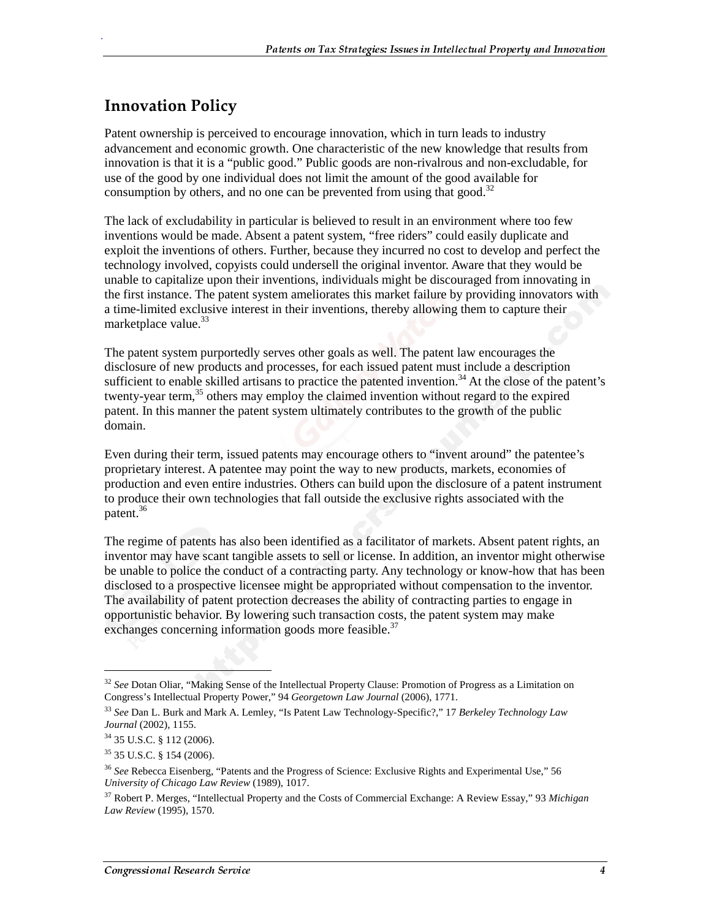## Innovation Policy

Patent ownership is perceived to encourage innovation, which in turn leads to industry advancement and economic growth. One characteristic of the new knowledge that results from innovation is that it is a "public good." Public goods are non-rivalrous and non-excludable, for use of the good by one individual does not limit the amount of the good available for consumption by others, and no one can be prevented from using that good.[32]

The lack of excludability in particular is believed to result in an environment where too few inventions would be made. Absent a patent system, "free riders" could easily duplicate and exploit the inventions of others. Further, because they incurred no cost to develop and perfect the technology involved, copyists could undersell the original inventor. Aware that they would be unable to capitalize upon their inventions, individuals might be discouraged from innovating in the first instance. The patent system ameliorates this market failure by providing innovators with a time-limited exclusive interest in their inventions, thereby allowing them to capture their marketplace value.[33]

The patent system purportedly serves other goals as well. The patent law encourages the disclosure of new products and processes, for each issued patent must include a description sufficient to enable skilled artisans to practice the patented invention.[34] At the close of the patent's twenty-year term,[35] others may employ the claimed invention without regard to the expired patent. In this manner the patent system ultimately contributes to the growth of the public domain.

Even during their term, issued patents may encourage others to "invent around" the patentee's proprietary interest. A patentee may point the way to new products, markets, economies of production and even entire industries. Others can build upon the disclosure of a patent instrument to produce their own technologies that fall outside the exclusive rights associated with the patent.[36]

The regime of patents has also been identified as a facilitator of markets. Absent patent rights, an inventor may have scant tangible assets to sell or license. In addition, an inventor might otherwise be unable to police the conduct of a contracting party. Any technology or know-how that has been disclosed to a prospective licensee might be appropriated without compensation to the inventor. The availability of patent protection decreases the ability of contracting parties to engage in opportunistic behavior. By lowering such transaction costs, the patent system may make exchanges concerning information goods more feasible.[37]

---

[32] *See* Dotan Oliar, "Making Sense of the Intellectual Property Clause: Promotion of Progress as a Limitation on Congress's Intellectual Property Power," 94 *Georgetown Law Journal* (2006), 1771.

[33] *See* Dan L. Burk and Mark A. Lemley, "Is Patent Law Technology-Specific?," 17 *Berkeley Technology Law Journal* (2002), 1155.

[34] 35 U.S.C. § 112 (2006).

[35] 35 U.S.C. § 154 (2006).

[36] *See* Rebecca Eisenberg, "Patents and the Progress of Science: Exclusive Rights and Experimental Use," 56 *University of Chicago Law Review* (1989), 1017.

[37] Robert P. Merges, "Intellectual Property and the Costs of Commercial Exchange: A Review Essay," 93 *Michigan Law Review* (1995), 1570.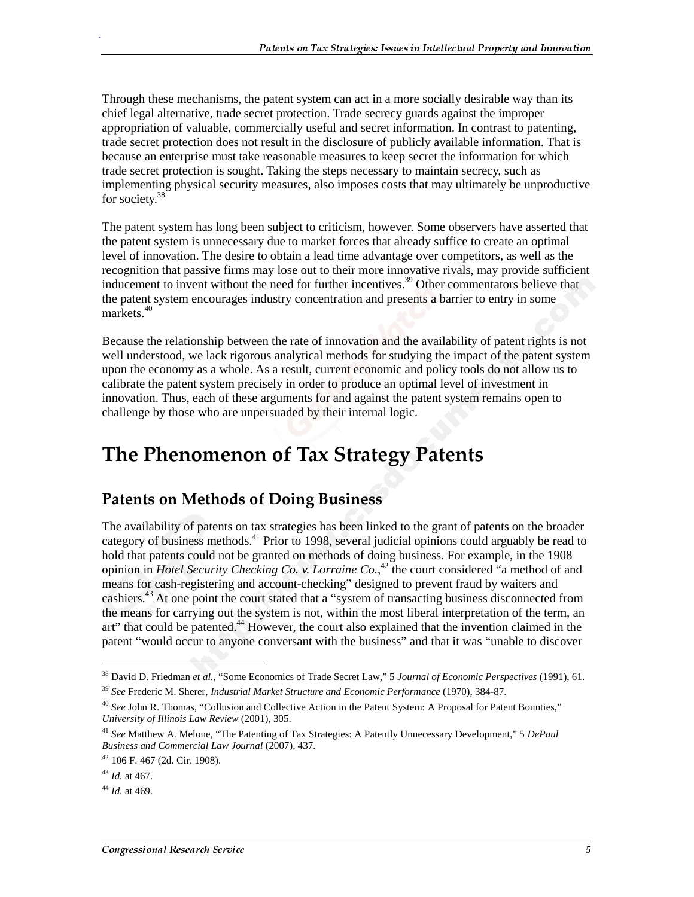Through these mechanisms, the patent system can act in a more socially desirable way than its chief legal alternative, trade secret protection. Trade secrecy guards against the improper appropriation of valuable, commercially useful and secret information. In contrast to patenting, trade secret protection does not result in the disclosure of publicly available information. That is because an enterprise must take reasonable measures to keep secret the information for which trade secret protection is sought. Taking the steps necessary to maintain secrecy, such as implementing physical security measures, also imposes costs that may ultimately be unproductive for society.[38]

The patent system has long been subject to criticism, however. Some observers have asserted that the patent system is unnecessary due to market forces that already suffice to create an optimal level of innovation. The desire to obtain a lead time advantage over competitors, as well as the recognition that passive firms may lose out to their more innovative rivals, may provide sufficient inducement to invent without the need for further incentives.[39] Other commentators believe that the patent system encourages industry concentration and presents a barrier to entry in some markets.[40]

Because the relationship between the rate of innovation and the availability of patent rights is not well understood, we lack rigorous analytical methods for studying the impact of the patent system upon the economy as a whole. As a result, current economic and policy tools do not allow us to calibrate the patent system precisely in order to produce an optimal level of investment in innovation. Thus, each of these arguments for and against the patent system remains open to challenge by those who are unpersuaded by their internal logic.

# The Phenomenon of Tax Strategy Patents

## Patents on Methods of Doing Business

The availability of patents on tax strategies has been linked to the grant of patents on the broader category of business methods.[41] Prior to 1998, several judicial opinions could arguably be read to hold that patents could not be granted on methods of doing business. For example, in the 1908 opinion in *Hotel Security Checking Co. v. Lorraine Co.*,[42] the court considered "a method of and means for cash-registering and account-checking" designed to prevent fraud by waiters and cashiers.[43] At one point the court stated that a "system of transacting business disconnected from the means for carrying out the system is not, within the most liberal interpretation of the term, an art" that could be patented.[44] However, the court also explained that the invention claimed in the patent "would occur to anyone conversant with the business" and that it was "unable to discover

---

[38] David D. Friedman *et al.*, "Some Economics of Trade Secret Law," 5 *Journal of Economic Perspectives* (1991), 61.

[39] *See* Frederic M. Sherer, *Industrial Market Structure and Economic Performance* (1970), 384-87.

[40] *See* John R. Thomas, "Collusion and Collective Action in the Patent System: A Proposal for Patent Bounties," *University of Illinois Law Review* (2001), 305.

[41] *See* Matthew A. Melone, "The Patenting of Tax Strategies: A Patently Unnecessary Development," 5 *DePaul Business and Commercial Law Journal* (2007), 437.

[42] 106 F. 467 (2d. Cir. 1908).

[43] *Id.* at 467.

[44] *Id.* at 469.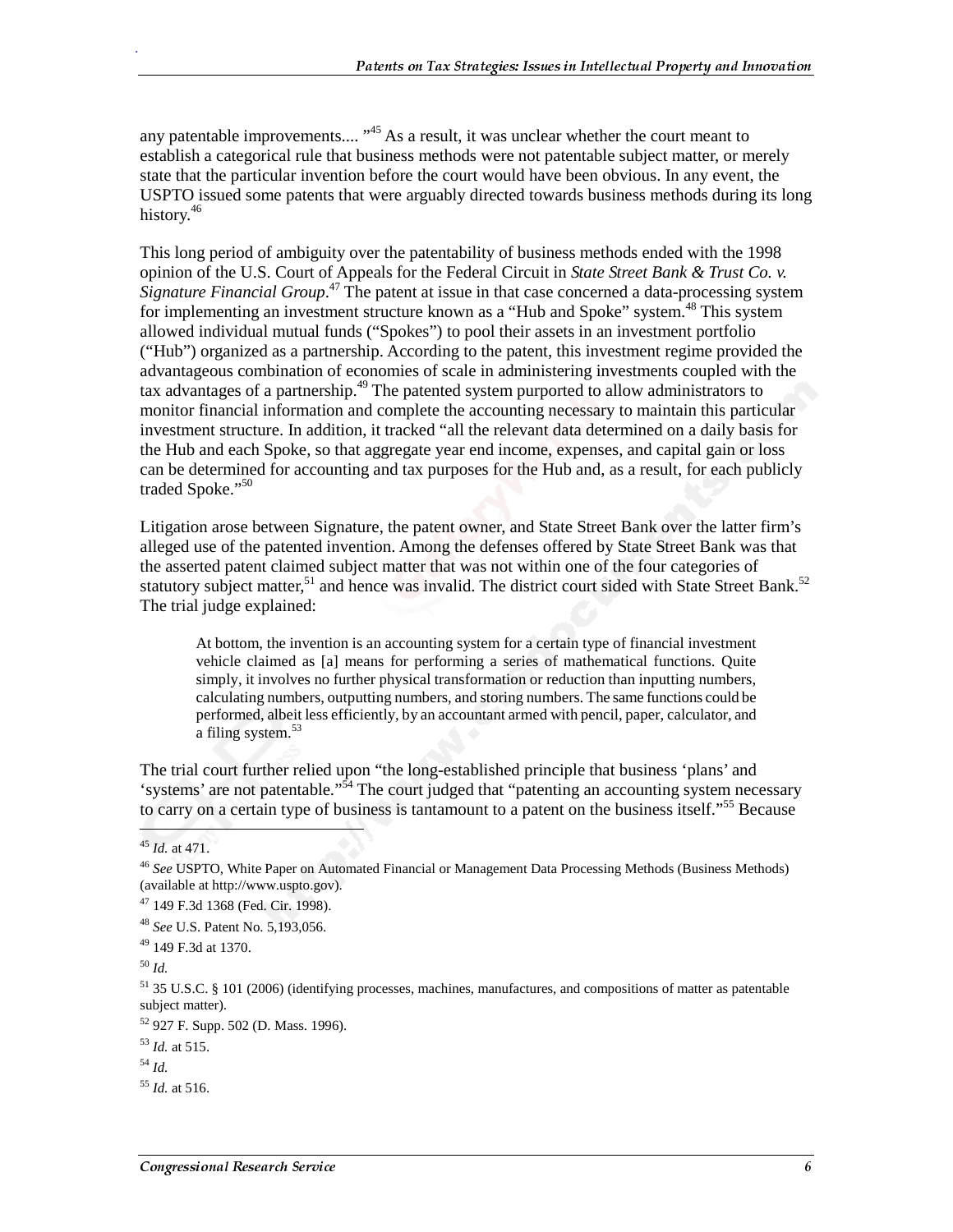any patentable improvements.... "[45] As a result, it was unclear whether the court meant to establish a categorical rule that business methods were not patentable subject matter, or merely state that the particular invention before the court would have been obvious. In any event, the USPTO issued some patents that were arguably directed towards business methods during its long history.[46]

This long period of ambiguity over the patentability of business methods ended with the 1998 opinion of the U.S. Court of Appeals for the Federal Circuit in *State Street Bank & Trust Co. v. Signature Financial Group*.[47] The patent at issue in that case concerned a data-processing system for implementing an investment structure known as a "Hub and Spoke" system.[48] This system allowed individual mutual funds ("Spokes") to pool their assets in an investment portfolio ("Hub") organized as a partnership. According to the patent, this investment regime provided the advantageous combination of economies of scale in administering investments coupled with the tax advantages of a partnership.[49] The patented system purported to allow administrators to monitor financial information and complete the accounting necessary to maintain this particular investment structure. In addition, it tracked "all the relevant data determined on a daily basis for the Hub and each Spoke, so that aggregate year end income, expenses, and capital gain or loss can be determined for accounting and tax purposes for the Hub and, as a result, for each publicly traded Spoke."[50]

Litigation arose between Signature, the patent owner, and State Street Bank over the latter firm's alleged use of the patented invention. Among the defenses offered by State Street Bank was that the asserted patent claimed subject matter that was not within one of the four categories of statutory subject matter,[51] and hence was invalid. The district court sided with State Street Bank.[52] The trial judge explained:

> At bottom, the invention is an accounting system for a certain type of financial investment vehicle claimed as [a] means for performing a series of mathematical functions. Quite simply, it involves no further physical transformation or reduction than inputting numbers, calculating numbers, outputting numbers, and storing numbers. The same functions could be performed, albeit less efficiently, by an accountant armed with pencil, paper, calculator, and a filing system.[53]

The trial court further relied upon "the long-established principle that business 'plans' and 'systems' are not patentable."[54] The court judged that "patenting an accounting system necessary to carry on a certain type of business is tantamount to a patent on the business itself."[55] Because

---

[45] *Id.* at 471.

[46] *See* USPTO, White Paper on Automated Financial or Management Data Processing Methods (Business Methods) (available at http://www.uspto.gov).

[47] 149 F.3d 1368 (Fed. Cir. 1998).

[48] *See* U.S. Patent No. 5,193,056.

[49] 149 F.3d at 1370.

[50] *Id.*

[51] 35 U.S.C. § 101 (2006) (identifying processes, machines, manufactures, and compositions of matter as patentable subject matter).

[52] 927 F. Supp. 502 (D. Mass. 1996).

[53] *Id.* at 515.

[54] *Id.*

[55] *Id.* at 516.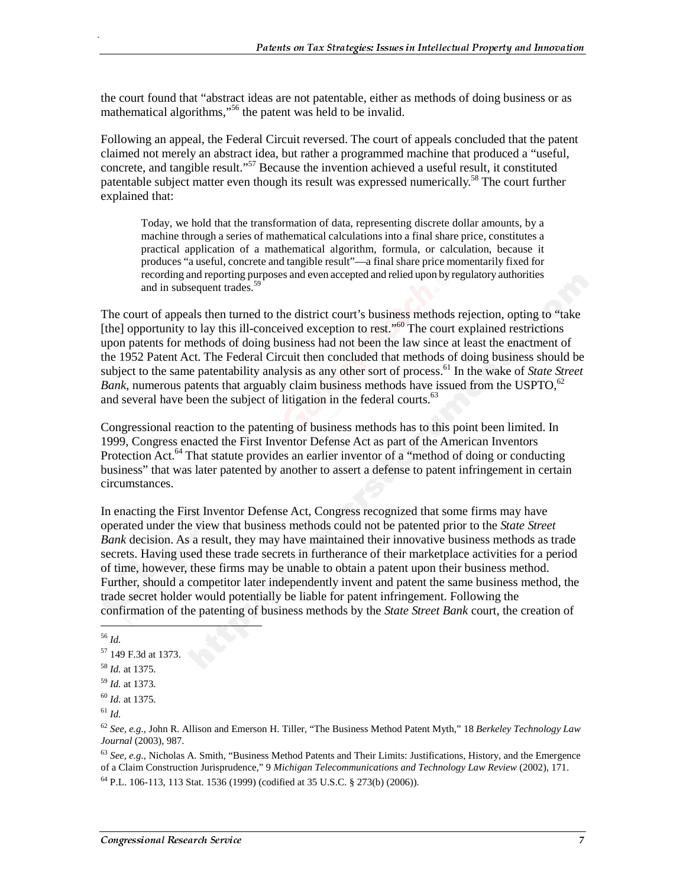the court found that "abstract ideas are not patentable, either as methods of doing business or as mathematical algorithms,"[56] the patent was held to be invalid.

Following an appeal, the Federal Circuit reversed. The court of appeals concluded that the patent claimed not merely an abstract idea, but rather a programmed machine that produced a "useful, concrete, and tangible result."[57] Because the invention achieved a useful result, it constituted patentable subject matter even though its result was expressed numerically.[58] The court further explained that:

> Today, we hold that the transformation of data, representing discrete dollar amounts, by a machine through a series of mathematical calculations into a final share price, constitutes a practical application of a mathematical algorithm, formula, or calculation, because it produces "a useful, concrete and tangible result"—a final share price momentarily fixed for recording and reporting purposes and even accepted and relied upon by regulatory authorities and in subsequent trades.[59]

The court of appeals then turned to the district court's business methods rejection, opting to "take [the] opportunity to lay this ill-conceived exception to rest."[60] The court explained restrictions upon patents for methods of doing business had not been the law since at least the enactment of the 1952 Patent Act. The Federal Circuit then concluded that methods of doing business should be subject to the same patentability analysis as any other sort of process.[61] In the wake of *State Street Bank*, numerous patents that arguably claim business methods have issued from the USPTO,[62] and several have been the subject of litigation in the federal courts.[63]

Congressional reaction to the patenting of business methods has to this point been limited. In 1999, Congress enacted the First Inventor Defense Act as part of the American Inventors Protection Act.[64] That statute provides an earlier inventor of a "method of doing or conducting business" that was later patented by another to assert a defense to patent infringement in certain circumstances.

In enacting the First Inventor Defense Act, Congress recognized that some firms may have operated under the view that business methods could not be patented prior to the *State Street Bank* decision. As a result, they may have maintained their innovative business methods as trade secrets. Having used these trade secrets in furtherance of their marketplace activities for a period of time, however, these firms may be unable to obtain a patent upon their business method. Further, should a competitor later independently invent and patent the same business method, the trade secret holder would potentially be liable for patent infringement. Following the confirmation of the patenting of business methods by the *State Street Bank* court, the creation of

---

[56] *Id.*

[57] 149 F.3d at 1373.

[58] *Id.* at 1375.

[59] *Id.* at 1373.

[60] *Id.* at 1375.

[61] *Id.*

[62] *See, e.g.,* John R. Allison and Emerson H. Tiller, "The Business Method Patent Myth," 18 *Berkeley Technology Law Journal* (2003), 987.

[63] *See, e.g.,* Nicholas A. Smith, "Business Method Patents and Their Limits: Justifications, History, and the Emergence of a Claim Construction Jurisprudence," 9 *Michigan Telecommunications and Technology Law Review* (2002), 171.

[64] P.L. 106-113, 113 Stat. 1536 (1999) (codified at 35 U.S.C. § 273(b) (2006)).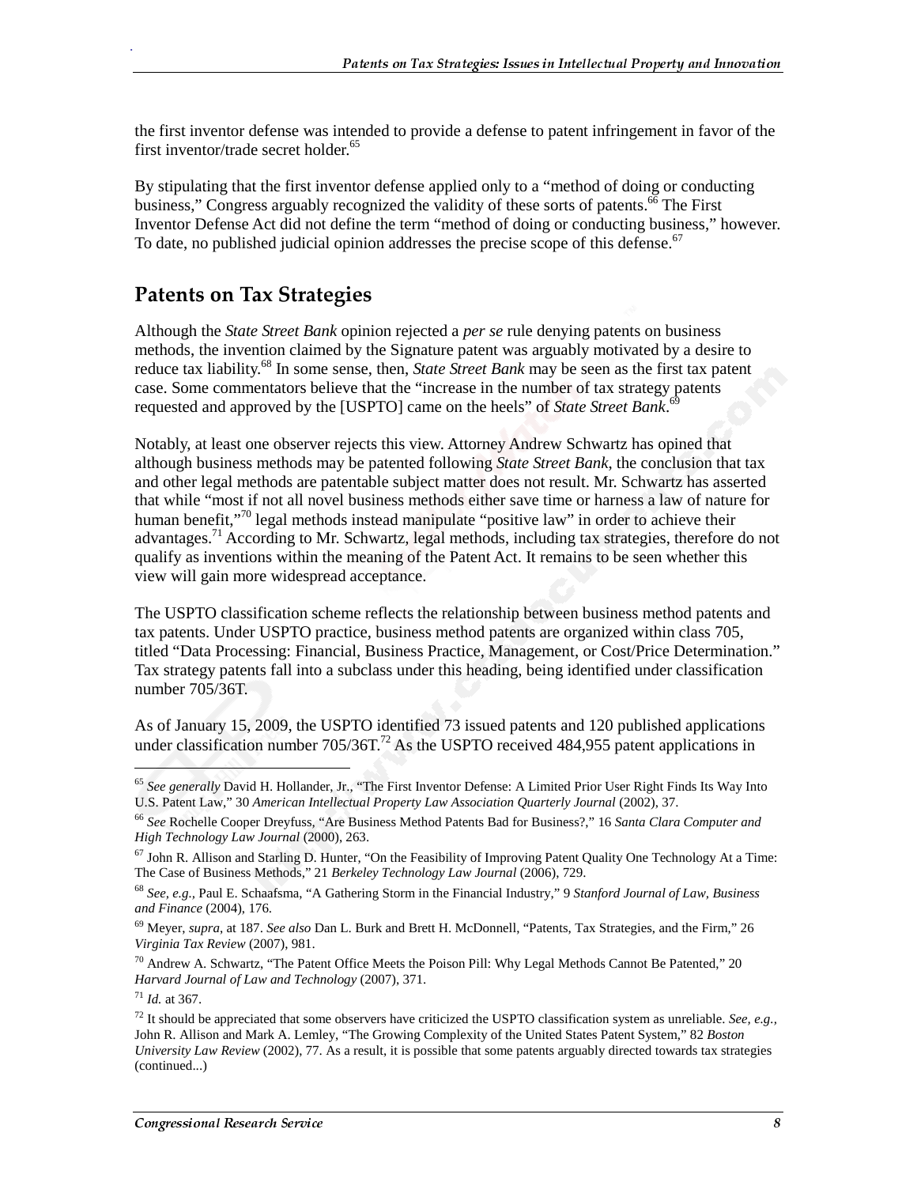the first inventor defense was intended to provide a defense to patent infringement in favor of the first inventor/trade secret holder.[65]

By stipulating that the first inventor defense applied only to a "method of doing or conducting business," Congress arguably recognized the validity of these sorts of patents.[66] The First Inventor Defense Act did not define the term "method of doing or conducting business," however. To date, no published judicial opinion addresses the precise scope of this defense.[67]

## Patents on Tax Strategies

Although the *State Street Bank* opinion rejected a *per se* rule denying patents on business methods, the invention claimed by the Signature patent was arguably motivated by a desire to reduce tax liability.[68] In some sense, then, *State Street Bank* may be seen as the first tax patent case. Some commentators believe that the "increase in the number of tax strategy patents requested and approved by the [USPTO] came on the heels" of *State Street Bank*.[69]

Notably, at least one observer rejects this view. Attorney Andrew Schwartz has opined that although business methods may be patented following *State Street Bank*, the conclusion that tax and other legal methods are patentable subject matter does not result. Mr. Schwartz has asserted that while "most if not all novel business methods either save time or harness a law of nature for human benefit,"[70] legal methods instead manipulate "positive law" in order to achieve their advantages.[71] According to Mr. Schwartz, legal methods, including tax strategies, therefore do not qualify as inventions within the meaning of the Patent Act. It remains to be seen whether this view will gain more widespread acceptance.

The USPTO classification scheme reflects the relationship between business method patents and tax patents. Under USPTO practice, business method patents are organized within class 705, titled "Data Processing: Financial, Business Practice, Management, or Cost/Price Determination." Tax strategy patents fall into a subclass under this heading, being identified under classification number 705/36T.

As of January 15, 2009, the USPTO identified 73 issued patents and 120 published applications under classification number 705/36T.[72] As the USPTO received 484,955 patent applications in

---

[65] *See generally* David H. Hollander, Jr., "The First Inventor Defense: A Limited Prior User Right Finds Its Way Into U.S. Patent Law," 30 *American Intellectual Property Law Association Quarterly Journal* (2002), 37.

[66] *See* Rochelle Cooper Dreyfuss, "Are Business Method Patents Bad for Business?," 16 *Santa Clara Computer and High Technology Law Journal* (2000), 263.

[67] John R. Allison and Starling D. Hunter, "On the Feasibility of Improving Patent Quality One Technology At a Time: The Case of Business Methods," 21 *Berkeley Technology Law Journal* (2006), 729.

[68] *See, e.g.*, Paul E. Schaafsma, "A Gathering Storm in the Financial Industry," 9 *Stanford Journal of Law, Business and Finance* (2004), 176.

[69] Meyer, *supra*, at 187. *See also* Dan L. Burk and Brett H. McDonnell, "Patents, Tax Strategies, and the Firm," 26 *Virginia Tax Review* (2007), 981.

[70] Andrew A. Schwartz, "The Patent Office Meets the Poison Pill: Why Legal Methods Cannot Be Patented," 20 *Harvard Journal of Law and Technology* (2007), 371.

[71] *Id.* at 367.

[72] It should be appreciated that some observers have criticized the USPTO classification system as unreliable. *See, e.g.*, John R. Allison and Mark A. Lemley, "The Growing Complexity of the United States Patent System," 82 *Boston University Law Review* (2002), 77. As a result, it is possible that some patents arguably directed towards tax strategies (continued...)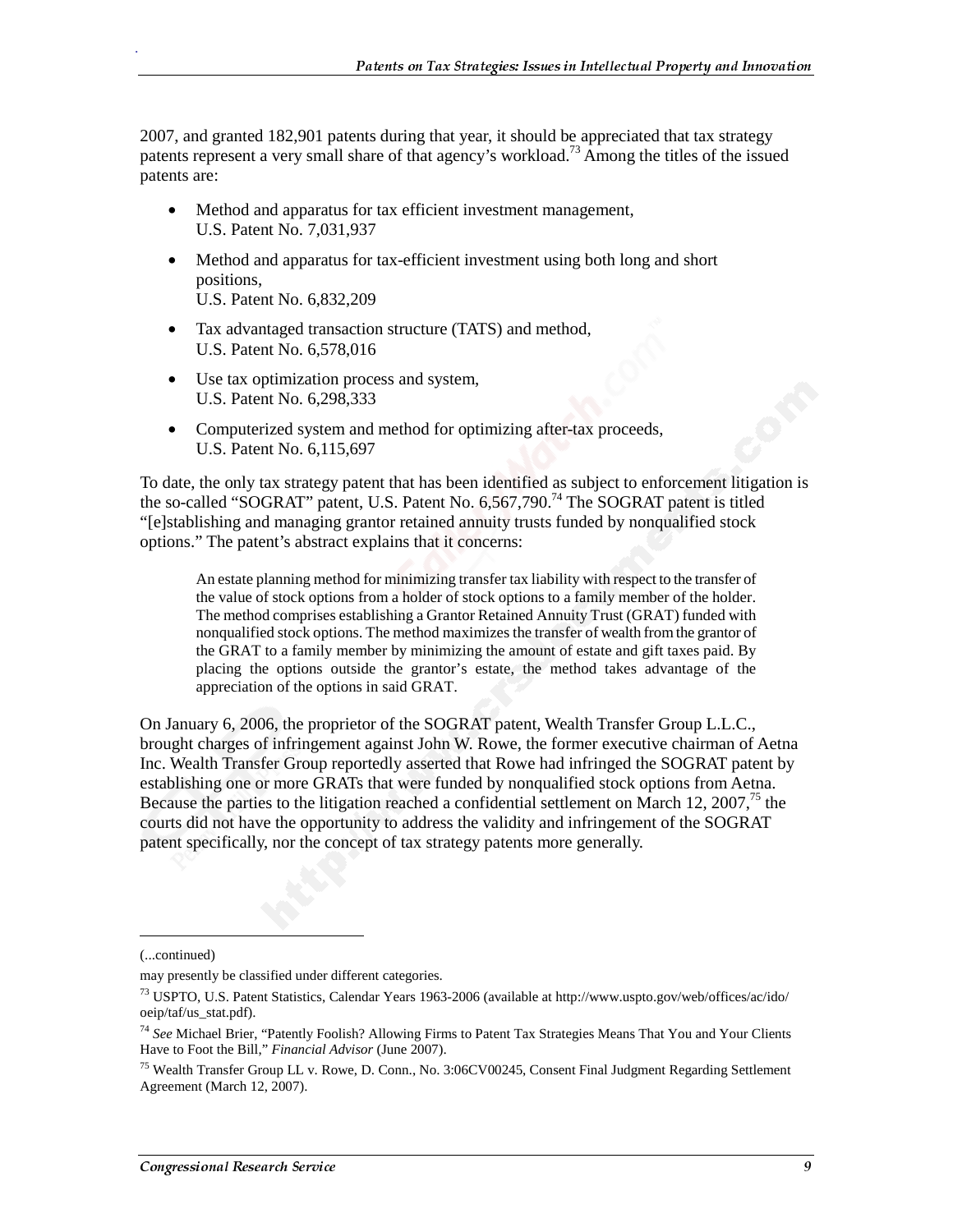2007, and granted 182,901 patents during that year, it should be appreciated that tax strategy patents represent a very small share of that agency's workload.[73] Among the titles of the issued patents are:

- Method and apparatus for tax efficient investment management,
  U.S. Patent No. 7,031,937
- Method and apparatus for tax-efficient investment using both long and short positions,
  U.S. Patent No. 6,832,209
- Tax advantaged transaction structure (TATS) and method,
  U.S. Patent No. 6,578,016
- Use tax optimization process and system,
  U.S. Patent No. 6,298,333
- Computerized system and method for optimizing after-tax proceeds,
  U.S. Patent No. 6,115,697

To date, the only tax strategy patent that has been identified as subject to enforcement litigation is the so-called "SOGRAT" patent, U.S. Patent No. 6,567,790.[74] The SOGRAT patent is titled "[e]stablishing and managing grantor retained annuity trusts funded by nonqualified stock options." The patent's abstract explains that it concerns:

> An estate planning method for minimizing transfer tax liability with respect to the transfer of the value of stock options from a holder of stock options to a family member of the holder. The method comprises establishing a Grantor Retained Annuity Trust (GRAT) funded with nonqualified stock options. The method maximizes the transfer of wealth from the grantor of the GRAT to a family member by minimizing the amount of estate and gift taxes paid. By placing the options outside the grantor's estate, the method takes advantage of the appreciation of the options in said GRAT.

On January 6, 2006, the proprietor of the SOGRAT patent, Wealth Transfer Group L.L.C., brought charges of infringement against John W. Rowe, the former executive chairman of Aetna Inc. Wealth Transfer Group reportedly asserted that Rowe had infringed the SOGRAT patent by establishing one or more GRATs that were funded by nonqualified stock options from Aetna. Because the parties to the litigation reached a confidential settlement on March 12, 2007,[75] the courts did not have the opportunity to address the validity and infringement of the SOGRAT patent specifically, nor the concept of tax strategy patents more generally.

---

(...continued)

may presently be classified under different categories.

[73] USPTO, U.S. Patent Statistics, Calendar Years 1963-2006 (available at http://www.uspto.gov/web/offices/ac/ido/oeip/taf/us_stat.pdf).

[74] *See* Michael Brier, "Patently Foolish? Allowing Firms to Patent Tax Strategies Means That You and Your Clients Have to Foot the Bill," *Financial Advisor* (June 2007).

[75] Wealth Transfer Group LL v. Rowe, D. Conn., No. 3:06CV00245, Consent Final Judgment Regarding Settlement Agreement (March 12, 2007).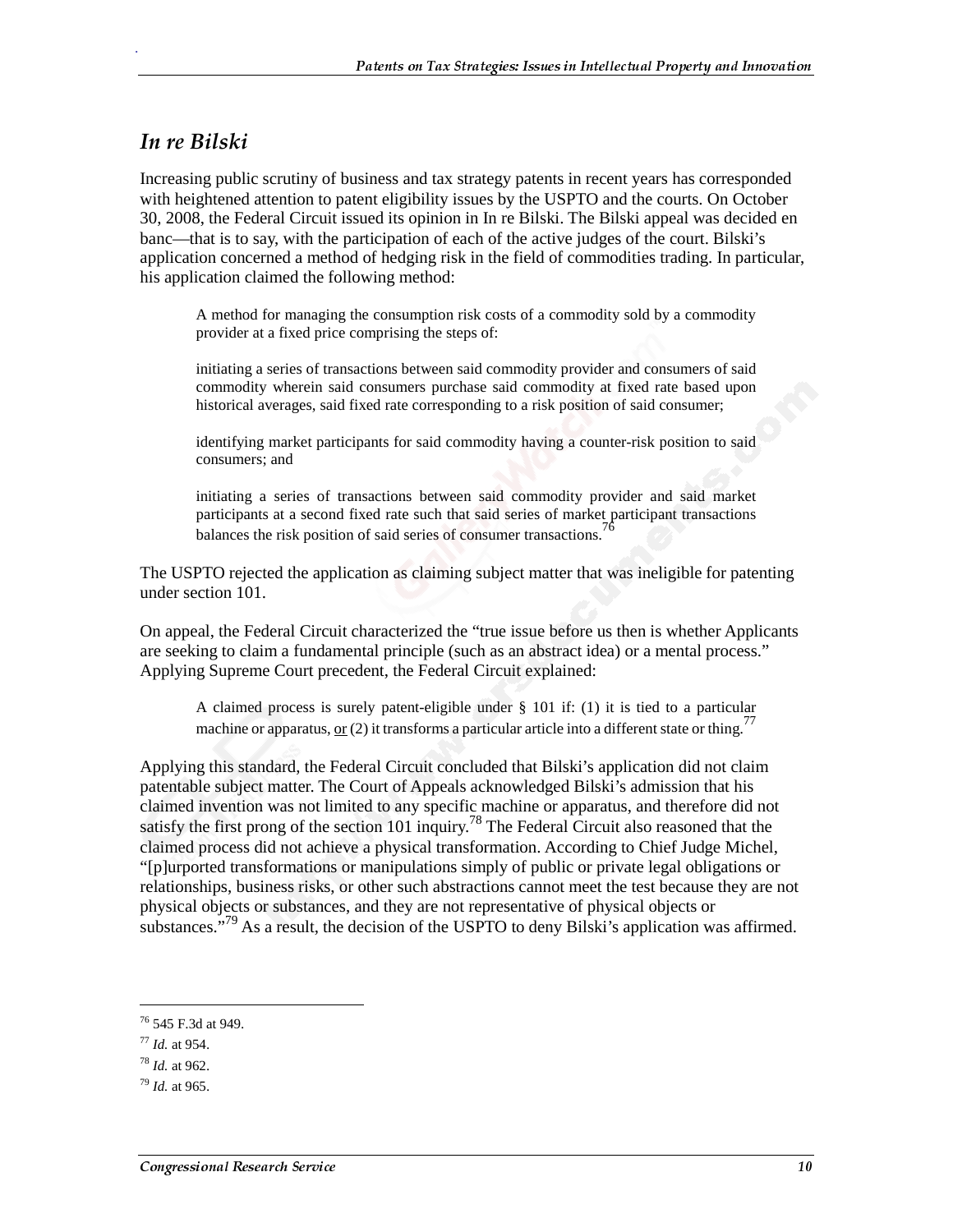## *In re Bilski*

Increasing public scrutiny of business and tax strategy patents in recent years has corresponded with heightened attention to patent eligibility issues by the USPTO and the courts. On October 30, 2008, the Federal Circuit issued its opinion in In re Bilski. The Bilski appeal was decided en banc—that is to say, with the participation of each of the active judges of the court. Bilski's application concerned a method of hedging risk in the field of commodities trading. In particular, his application claimed the following method:

> A method for managing the consumption risk costs of a commodity sold by a commodity provider at a fixed price comprising the steps of:
>
> initiating a series of transactions between said commodity provider and consumers of said commodity wherein said consumers purchase said commodity at fixed rate based upon historical averages, said fixed rate corresponding to a risk position of said consumer;
>
> identifying market participants for said commodity having a counter-risk position to said consumers; and
>
> initiating a series of transactions between said commodity provider and said market participants at a second fixed rate such that said series of market participant transactions balances the risk position of said series of consumer transactions.[76]

The USPTO rejected the application as claiming subject matter that was ineligible for patenting under section 101.

On appeal, the Federal Circuit characterized the "true issue before us then is whether Applicants are seeking to claim a fundamental principle (such as an abstract idea) or a mental process." Applying Supreme Court precedent, the Federal Circuit explained:

> A claimed process is surely patent-eligible under § 101 if: (1) it is tied to a particular machine or apparatus, <u>or</u> (2) it transforms a particular article into a different state or thing.[77]

Applying this standard, the Federal Circuit concluded that Bilski's application did not claim patentable subject matter. The Court of Appeals acknowledged Bilski's admission that his claimed invention was not limited to any specific machine or apparatus, and therefore did not satisfy the first prong of the section 101 inquiry.[78] The Federal Circuit also reasoned that the claimed process did not achieve a physical transformation. According to Chief Judge Michel, "[p]urported transformations or manipulations simply of public or private legal obligations or relationships, business risks, or other such abstractions cannot meet the test because they are not physical objects or substances, and they are not representative of physical objects or substances."[79] As a result, the decision of the USPTO to deny Bilski's application was affirmed.

---

[76] 545 F.3d at 949.

[77] *Id.* at 954.

[78] *Id.* at 962.

[79] *Id.* at 965.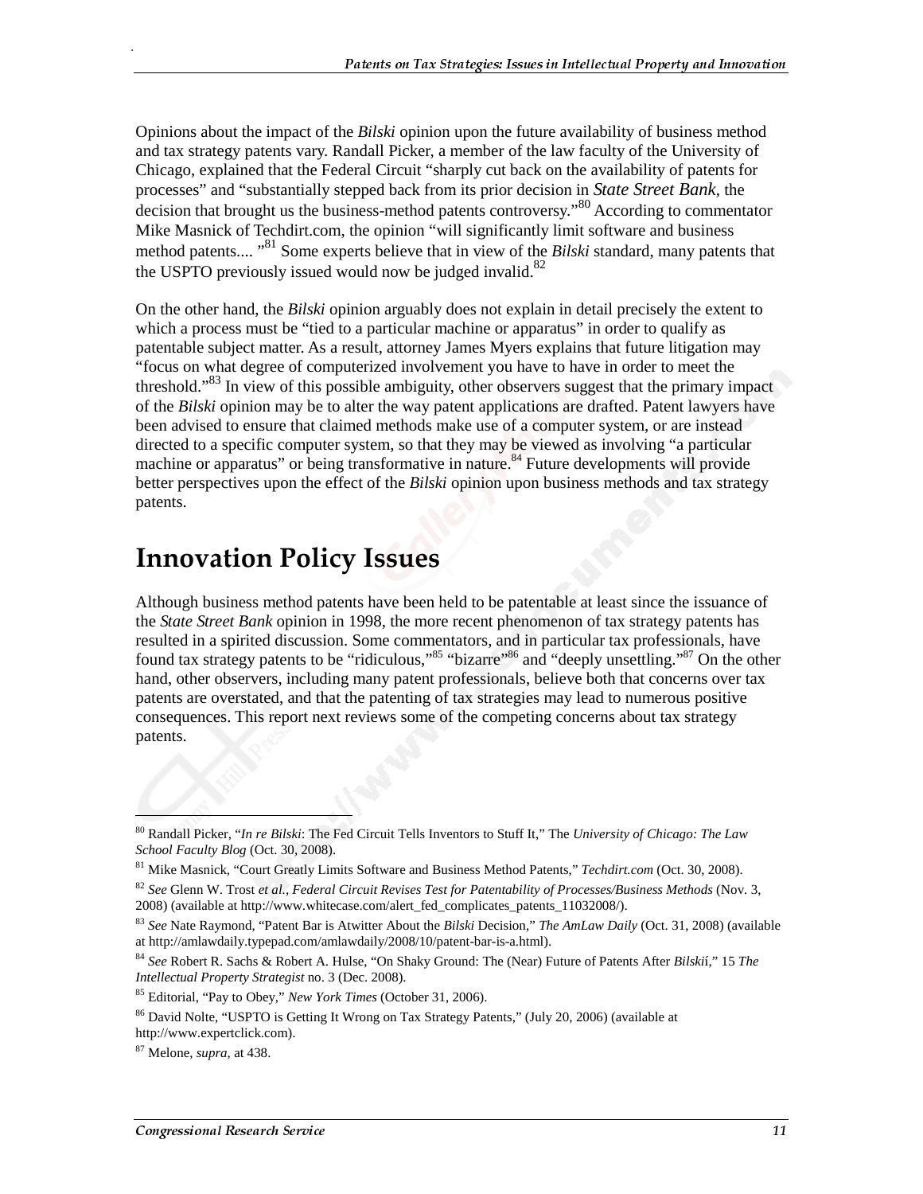Opinions about the impact of the *Bilski* opinion upon the future availability of business method and tax strategy patents vary. Randall Picker, a member of the law faculty of the University of Chicago, explained that the Federal Circuit "sharply cut back on the availability of patents for processes" and "substantially stepped back from its prior decision in *State Street Bank*, the decision that brought us the business-method patents controversy."[80] According to commentator Mike Masnick of Techdirt.com, the opinion "will significantly limit software and business method patents.... "[81] Some experts believe that in view of the *Bilski* standard, many patents that the USPTO previously issued would now be judged invalid.[82]

On the other hand, the *Bilski* opinion arguably does not explain in detail precisely the extent to which a process must be "tied to a particular machine or apparatus" in order to qualify as patentable subject matter. As a result, attorney James Myers explains that future litigation may "focus on what degree of computerized involvement you have to have in order to meet the threshold."[83] In view of this possible ambiguity, other observers suggest that the primary impact of the *Bilski* opinion may be to alter the way patent applications are drafted. Patent lawyers have been advised to ensure that claimed methods make use of a computer system, or are instead directed to a specific computer system, so that they may be viewed as involving "a particular machine or apparatus" or being transformative in nature.[84] Future developments will provide better perspectives upon the effect of the *Bilski* opinion upon business methods and tax strategy patents.

# Innovation Policy Issues

Although business method patents have been held to be patentable at least since the issuance of the *State Street Bank* opinion in 1998, the more recent phenomenon of tax strategy patents has resulted in a spirited discussion. Some commentators, and in particular tax professionals, have found tax strategy patents to be "ridiculous,"[85] "bizarre"[86] and "deeply unsettling."[87] On the other hand, other observers, including many patent professionals, believe both that concerns over tax patents are overstated, and that the patenting of tax strategies may lead to numerous positive consequences. This report next reviews some of the competing concerns about tax strategy patents.

---

[80] Randall Picker, "*In re Bilski*: The Fed Circuit Tells Inventors to Stuff It," The *University of Chicago: The Law School Faculty Blog* (Oct. 30, 2008).

[81] Mike Masnick, "Court Greatly Limits Software and Business Method Patents," *Techdirt.com* (Oct. 30, 2008).

[82] *See* Glenn W. Trost *et al.*, *Federal Circuit Revises Test for Patentability of Processes/Business Methods* (Nov. 3, 2008) (available at http://www.whitecase.com/alert_fed_complicates_patents_11032008/).

[83] *See* Nate Raymond, "Patent Bar is Atwitter About the *Bilski* Decision," *The AmLaw Daily* (Oct. 31, 2008) (available at http://amlawdaily.typepad.com/amlawdaily/2008/10/patent-bar-is-a.html).

[84] *See* Robert R. Sachs & Robert A. Hulse, "On Shaky Ground: The (Near) Future of Patents After *Bilskií*," 15 *The Intellectual Property Strategist* no. 3 (Dec. 2008).

[85] Editorial, "Pay to Obey," *New York Times* (October 31, 2006).

[86] David Nolte, "USPTO is Getting It Wrong on Tax Strategy Patents," (July 20, 2006) (available at http://www.expertclick.com).

[87] Melone, *supra*, at 438.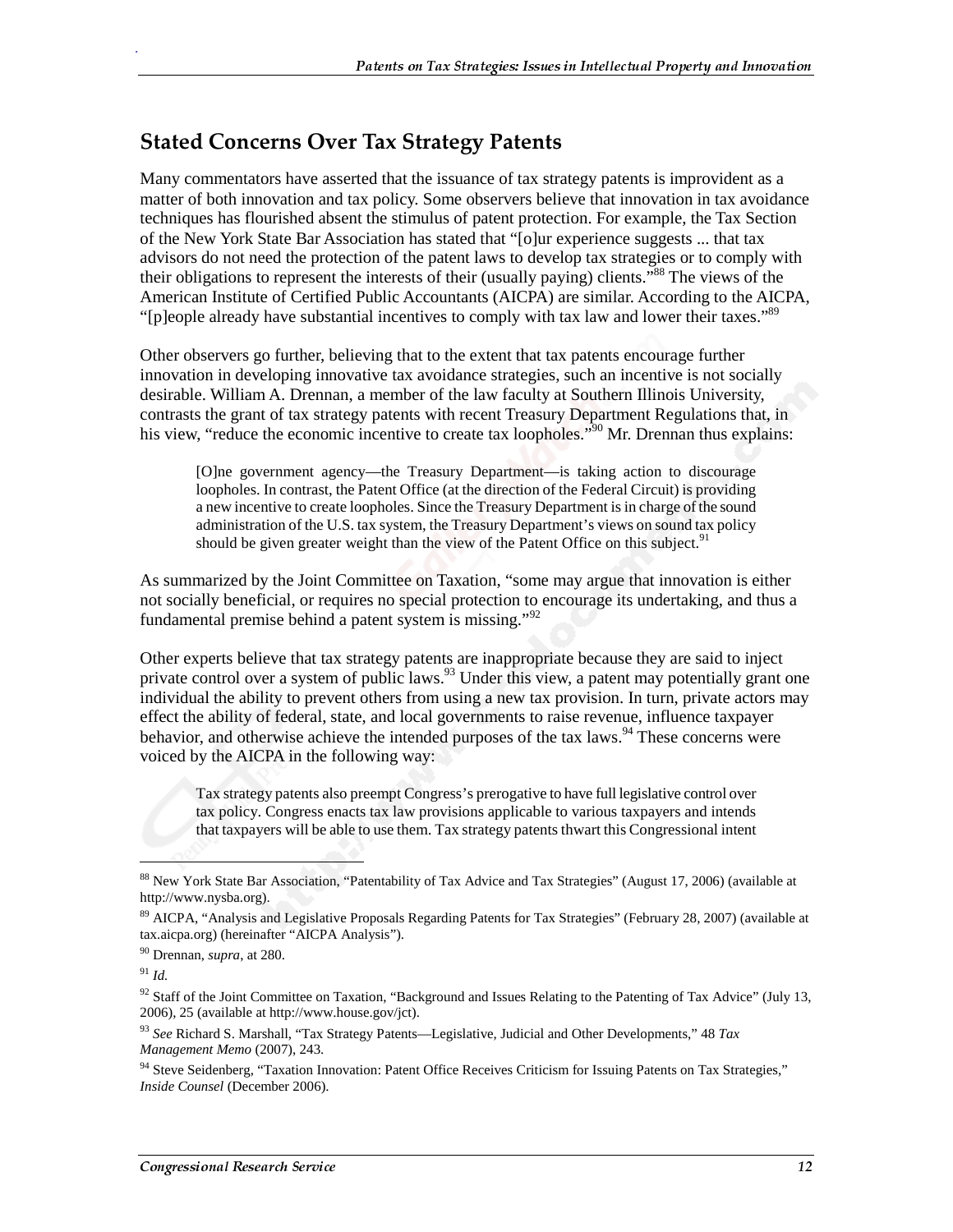## Stated Concerns Over Tax Strategy Patents

Many commentators have asserted that the issuance of tax strategy patents is improvident as a matter of both innovation and tax policy. Some observers believe that innovation in tax avoidance techniques has flourished absent the stimulus of patent protection. For example, the Tax Section of the New York State Bar Association has stated that "[o]ur experience suggests ... that tax advisors do not need the protection of the patent laws to develop tax strategies or to comply with their obligations to represent the interests of their (usually paying) clients."[88] The views of the American Institute of Certified Public Accountants (AICPA) are similar. According to the AICPA, "[p]eople already have substantial incentives to comply with tax law and lower their taxes."[89]

Other observers go further, believing that to the extent that tax patents encourage further innovation in developing innovative tax avoidance strategies, such an incentive is not socially desirable. William A. Drennan, a member of the law faculty at Southern Illinois University, contrasts the grant of tax strategy patents with recent Treasury Department Regulations that, in his view, "reduce the economic incentive to create tax loopholes."[90] Mr. Drennan thus explains:

> [O]ne government agency—the Treasury Department—is taking action to discourage loopholes. In contrast, the Patent Office (at the direction of the Federal Circuit) is providing a new incentive to create loopholes. Since the Treasury Department is in charge of the sound administration of the U.S. tax system, the Treasury Department's views on sound tax policy should be given greater weight than the view of the Patent Office on this subject.[91]

As summarized by the Joint Committee on Taxation, "some may argue that innovation is either not socially beneficial, or requires no special protection to encourage its undertaking, and thus a fundamental premise behind a patent system is missing."[92]

Other experts believe that tax strategy patents are inappropriate because they are said to inject private control over a system of public laws.[93] Under this view, a patent may potentially grant one individual the ability to prevent others from using a new tax provision. In turn, private actors may effect the ability of federal, state, and local governments to raise revenue, influence taxpayer behavior, and otherwise achieve the intended purposes of the tax laws.[94] These concerns were voiced by the AICPA in the following way:

> Tax strategy patents also preempt Congress's prerogative to have full legislative control over tax policy. Congress enacts tax law provisions applicable to various taxpayers and intends that taxpayers will be able to use them. Tax strategy patents thwart this Congressional intent

---

[88] New York State Bar Association, "Patentability of Tax Advice and Tax Strategies" (August 17, 2006) (available at http://www.nysba.org).

[89] AICPA, "Analysis and Legislative Proposals Regarding Patents for Tax Strategies" (February 28, 2007) (available at tax.aicpa.org) (hereinafter "AICPA Analysis").

[90] Drennan, *supra*, at 280.

[91] *Id.*

[92] Staff of the Joint Committee on Taxation, "Background and Issues Relating to the Patenting of Tax Advice" (July 13, 2006), 25 (available at http://www.house.gov/jct).

[93] *See* Richard S. Marshall, "Tax Strategy Patents—Legislative, Judicial and Other Developments," 48 *Tax Management Memo* (2007), 243.

[94] Steve Seidenberg, "Taxation Innovation: Patent Office Receives Criticism for Issuing Patents on Tax Strategies," *Inside Counsel* (December 2006).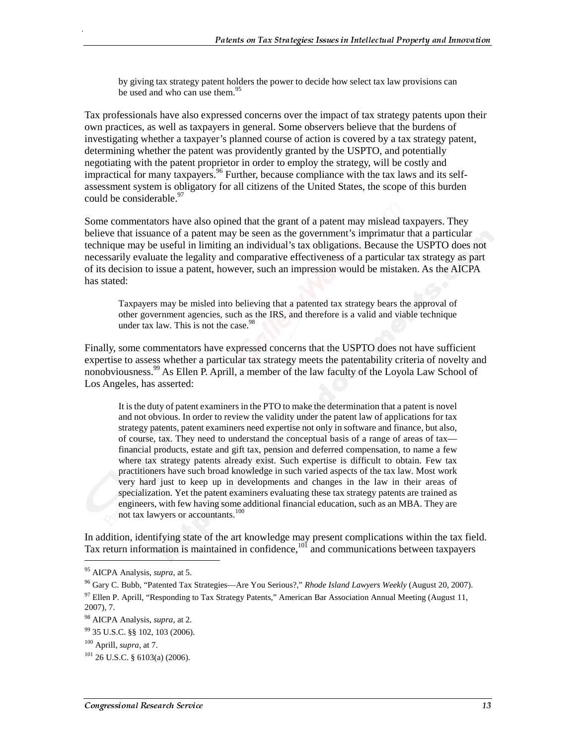> by giving tax strategy patent holders the power to decide how select tax law provisions can be used and who can use them.[95]

Tax professionals have also expressed concerns over the impact of tax strategy patents upon their own practices, as well as taxpayers in general. Some observers believe that the burdens of investigating whether a taxpayer's planned course of action is covered by a tax strategy patent, determining whether the patent was providently granted by the USPTO, and potentially negotiating with the patent proprietor in order to employ the strategy, will be costly and impractical for many taxpayers.[96] Further, because compliance with the tax laws and its self-assessment system is obligatory for all citizens of the United States, the scope of this burden could be considerable.[97]

Some commentators have also opined that the grant of a patent may mislead taxpayers. They believe that issuance of a patent may be seen as the government's imprimatur that a particular technique may be useful in limiting an individual's tax obligations. Because the USPTO does not necessarily evaluate the legality and comparative effectiveness of a particular tax strategy as part of its decision to issue a patent, however, such an impression would be mistaken. As the AICPA has stated:

> Taxpayers may be misled into believing that a patented tax strategy bears the approval of other government agencies, such as the IRS, and therefore is a valid and viable technique under tax law. This is not the case.[98]

Finally, some commentators have expressed concerns that the USPTO does not have sufficient expertise to assess whether a particular tax strategy meets the patentability criteria of novelty and nonobviousness.[99] As Ellen P. Aprill, a member of the law faculty of the Loyola Law School of Los Angeles, has asserted:

> It is the duty of patent examiners in the PTO to make the determination that a patent is novel and not obvious. In order to review the validity under the patent law of applications for tax strategy patents, patent examiners need expertise not only in software and finance, but also, of course, tax. They need to understand the conceptual basis of a range of areas of tax—financial products, estate and gift tax, pension and deferred compensation, to name a few where tax strategy patents already exist. Such expertise is difficult to obtain. Few tax practitioners have such broad knowledge in such varied aspects of the tax law. Most work very hard just to keep up in developments and changes in the law in their areas of specialization. Yet the patent examiners evaluating these tax strategy patents are trained as engineers, with few having some additional financial education, such as an MBA. They are not tax lawyers or accountants.[100]

In addition, identifying state of the art knowledge may present complications within the tax field. Tax return information is maintained in confidence,[101] and communications between taxpayers

---

[95] AICPA Analysis, *supra*, at 5.

[96] Gary C. Bubb, "Patented Tax Strategies—Are You Serious?," *Rhode Island Lawyers Weekly* (August 20, 2007).

[97] Ellen P. Aprill, "Responding to Tax Strategy Patents," American Bar Association Annual Meeting (August 11, 2007), 7.

[98] AICPA Analysis, *supra*, at 2.

[99] 35 U.S.C. §§ 102, 103 (2006).

[100] Aprill, *supra*, at 7.

[101] 26 U.S.C. § 6103(a) (2006).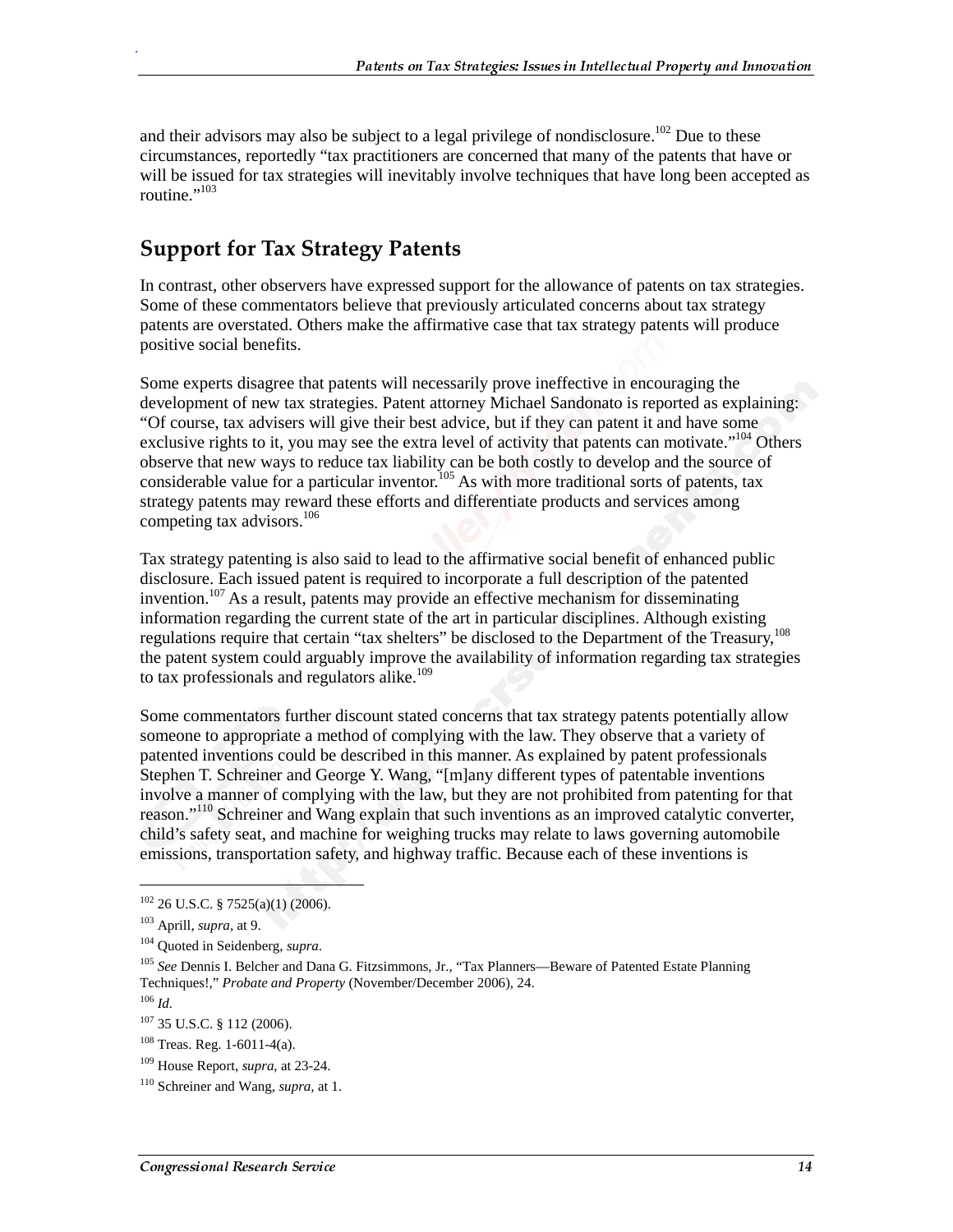and their advisors may also be subject to a legal privilege of nondisclosure.[102] Due to these circumstances, reportedly "tax practitioners are concerned that many of the patents that have or will be issued for tax strategies will inevitably involve techniques that have long been accepted as routine."[103]

## Support for Tax Strategy Patents

In contrast, other observers have expressed support for the allowance of patents on tax strategies. Some of these commentators believe that previously articulated concerns about tax strategy patents are overstated. Others make the affirmative case that tax strategy patents will produce positive social benefits.

Some experts disagree that patents will necessarily prove ineffective in encouraging the development of new tax strategies. Patent attorney Michael Sandonato is reported as explaining: "Of course, tax advisers will give their best advice, but if they can patent it and have some exclusive rights to it, you may see the extra level of activity that patents can motivate."[104] Others observe that new ways to reduce tax liability can be both costly to develop and the source of considerable value for a particular inventor.[105] As with more traditional sorts of patents, tax strategy patents may reward these efforts and differentiate products and services among competing tax advisors.[106]

Tax strategy patenting is also said to lead to the affirmative social benefit of enhanced public disclosure. Each issued patent is required to incorporate a full description of the patented invention.[107] As a result, patents may provide an effective mechanism for disseminating information regarding the current state of the art in particular disciplines. Although existing regulations require that certain "tax shelters" be disclosed to the Department of the Treasury,[108] the patent system could arguably improve the availability of information regarding tax strategies to tax professionals and regulators alike.[109]

Some commentators further discount stated concerns that tax strategy patents potentially allow someone to appropriate a method of complying with the law. They observe that a variety of patented inventions could be described in this manner. As explained by patent professionals Stephen T. Schreiner and George Y. Wang, "[m]any different types of patentable inventions involve a manner of complying with the law, but they are not prohibited from patenting for that reason."[110] Schreiner and Wang explain that such inventions as an improved catalytic converter, child's safety seat, and machine for weighing trucks may relate to laws governing automobile emissions, transportation safety, and highway traffic. Because each of these inventions is

---

[102] 26 U.S.C. § 7525(a)(1) (2006).

[103] Aprill, *supra*, at 9.

[104] Quoted in Seidenberg, *supra*.

[105] *See* Dennis I. Belcher and Dana G. Fitzsimmons, Jr., "Tax Planners—Beware of Patented Estate Planning Techniques!," *Probate and Property* (November/December 2006), 24.

[106] *Id.*

[107] 35 U.S.C. § 112 (2006).

[108] Treas. Reg. 1-6011-4(a).

[109] House Report, *supra*, at 23-24.

[110] Schreiner and Wang, *supra*, at 1.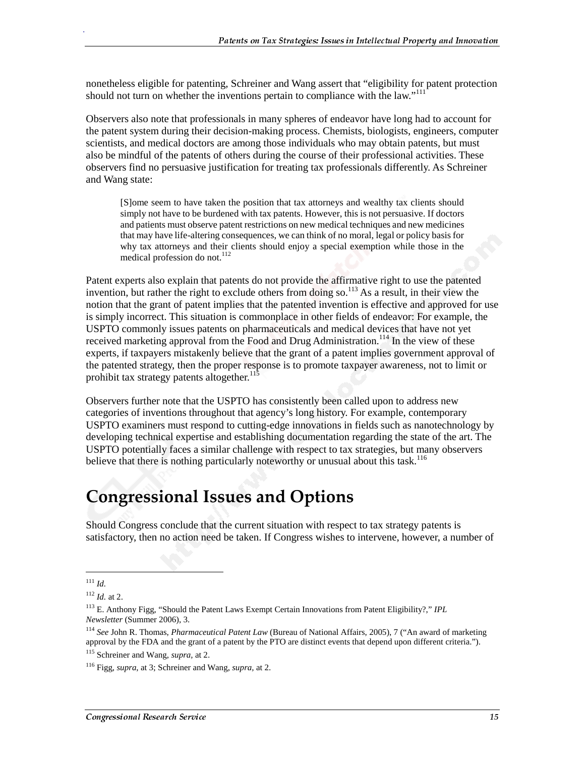nonetheless eligible for patenting, Schreiner and Wang assert that "eligibility for patent protection should not turn on whether the inventions pertain to compliance with the law."[111]

Observers also note that professionals in many spheres of endeavor have long had to account for the patent system during their decision-making process. Chemists, biologists, engineers, computer scientists, and medical doctors are among those individuals who may obtain patents, but must also be mindful of the patents of others during the course of their professional activities. These observers find no persuasive justification for treating tax professionals differently. As Schreiner and Wang state:

> [S]ome seem to have taken the position that tax attorneys and wealthy tax clients should simply not have to be burdened with tax patents. However, this is not persuasive. If doctors and patients must observe patent restrictions on new medical techniques and new medicines that may have life-altering consequences, we can think of no moral, legal or policy basis for why tax attorneys and their clients should enjoy a special exemption while those in the medical profession do not.[112]

Patent experts also explain that patents do not provide the affirmative right to use the patented invention, but rather the right to exclude others from doing so.[113] As a result, in their view the notion that the grant of patent implies that the patented invention is effective and approved for use is simply incorrect. This situation is commonplace in other fields of endeavor: For example, the USPTO commonly issues patents on pharmaceuticals and medical devices that have not yet received marketing approval from the Food and Drug Administration.[114] In the view of these experts, if taxpayers mistakenly believe that the grant of a patent implies government approval of the patented strategy, then the proper response is to promote taxpayer awareness, not to limit or prohibit tax strategy patents altogether.[115]

Observers further note that the USPTO has consistently been called upon to address new categories of inventions throughout that agency's long history. For example, contemporary USPTO examiners must respond to cutting-edge innovations in fields such as nanotechnology by developing technical expertise and establishing documentation regarding the state of the art. The USPTO potentially faces a similar challenge with respect to tax strategies, but many observers believe that there is nothing particularly noteworthy or unusual about this task.[116]

# Congressional Issues and Options

Should Congress conclude that the current situation with respect to tax strategy patents is satisfactory, then no action need be taken. If Congress wishes to intervene, however, a number of

---

[111] *Id.*

[112] *Id.* at 2.

[113] E. Anthony Figg, "Should the Patent Laws Exempt Certain Innovations from Patent Eligibility?," *IPL Newsletter* (Summer 2006), 3.

[114] *See* John R. Thomas, *Pharmaceutical Patent Law* (Bureau of National Affairs, 2005), 7 ("An award of marketing approval by the FDA and the grant of a patent by the PTO are distinct events that depend upon different criteria.").

[115] Schreiner and Wang, *supra*, at 2.

[116] Figg, *supra*, at 3; Schreiner and Wang, *supra*, at 2.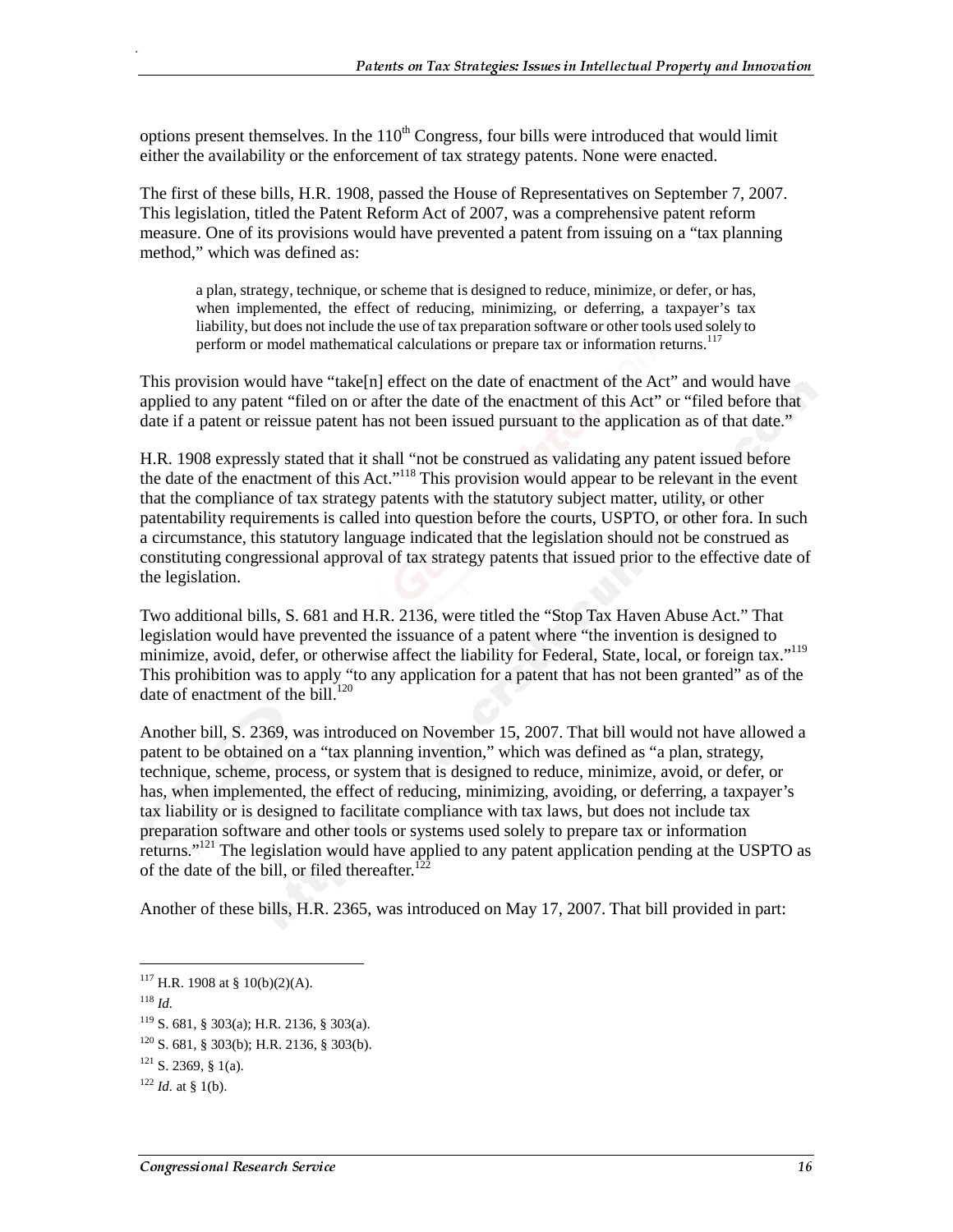options present themselves. In the 110th Congress, four bills were introduced that would limit either the availability or the enforcement of tax strategy patents. None were enacted.

The first of these bills, H.R. 1908, passed the House of Representatives on September 7, 2007. This legislation, titled the Patent Reform Act of 2007, was a comprehensive patent reform measure. One of its provisions would have prevented a patent from issuing on a "tax planning method," which was defined as:

> a plan, strategy, technique, or scheme that is designed to reduce, minimize, or defer, or has, when implemented, the effect of reducing, minimizing, or deferring, a taxpayer's tax liability, but does not include the use of tax preparation software or other tools used solely to perform or model mathematical calculations or prepare tax or information returns.[117]

This provision would have "take[n] effect on the date of enactment of the Act" and would have applied to any patent "filed on or after the date of the enactment of this Act" or "filed before that date if a patent or reissue patent has not been issued pursuant to the application as of that date."

H.R. 1908 expressly stated that it shall "not be construed as validating any patent issued before the date of the enactment of this Act."[118] This provision would appear to be relevant in the event that the compliance of tax strategy patents with the statutory subject matter, utility, or other patentability requirements is called into question before the courts, USPTO, or other fora. In such a circumstance, this statutory language indicated that the legislation should not be construed as constituting congressional approval of tax strategy patents that issued prior to the effective date of the legislation.

Two additional bills, S. 681 and H.R. 2136, were titled the "Stop Tax Haven Abuse Act." That legislation would have prevented the issuance of a patent where "the invention is designed to minimize, avoid, defer, or otherwise affect the liability for Federal, State, local, or foreign tax."[119] This prohibition was to apply "to any application for a patent that has not been granted" as of the date of enactment of the bill.[120]

Another bill, S. 2369, was introduced on November 15, 2007. That bill would not have allowed a patent to be obtained on a "tax planning invention," which was defined as "a plan, strategy, technique, scheme, process, or system that is designed to reduce, minimize, avoid, or defer, or has, when implemented, the effect of reducing, minimizing, avoiding, or deferring, a taxpayer's tax liability or is designed to facilitate compliance with tax laws, but does not include tax preparation software and other tools or systems used solely to prepare tax or information returns."[121] The legislation would have applied to any patent application pending at the USPTO as of the date of the bill, or filed thereafter.[122]

Another of these bills, H.R. 2365, was introduced on May 17, 2007. That bill provided in part:

---

[117] H.R. 1908 at § 10(b)(2)(A).

[118] *Id.*

[119] S. 681, § 303(a); H.R. 2136, § 303(a).

[120] S. 681, § 303(b); H.R. 2136, § 303(b).

[121] S. 2369, § 1(a).

[122] *Id.* at § 1(b).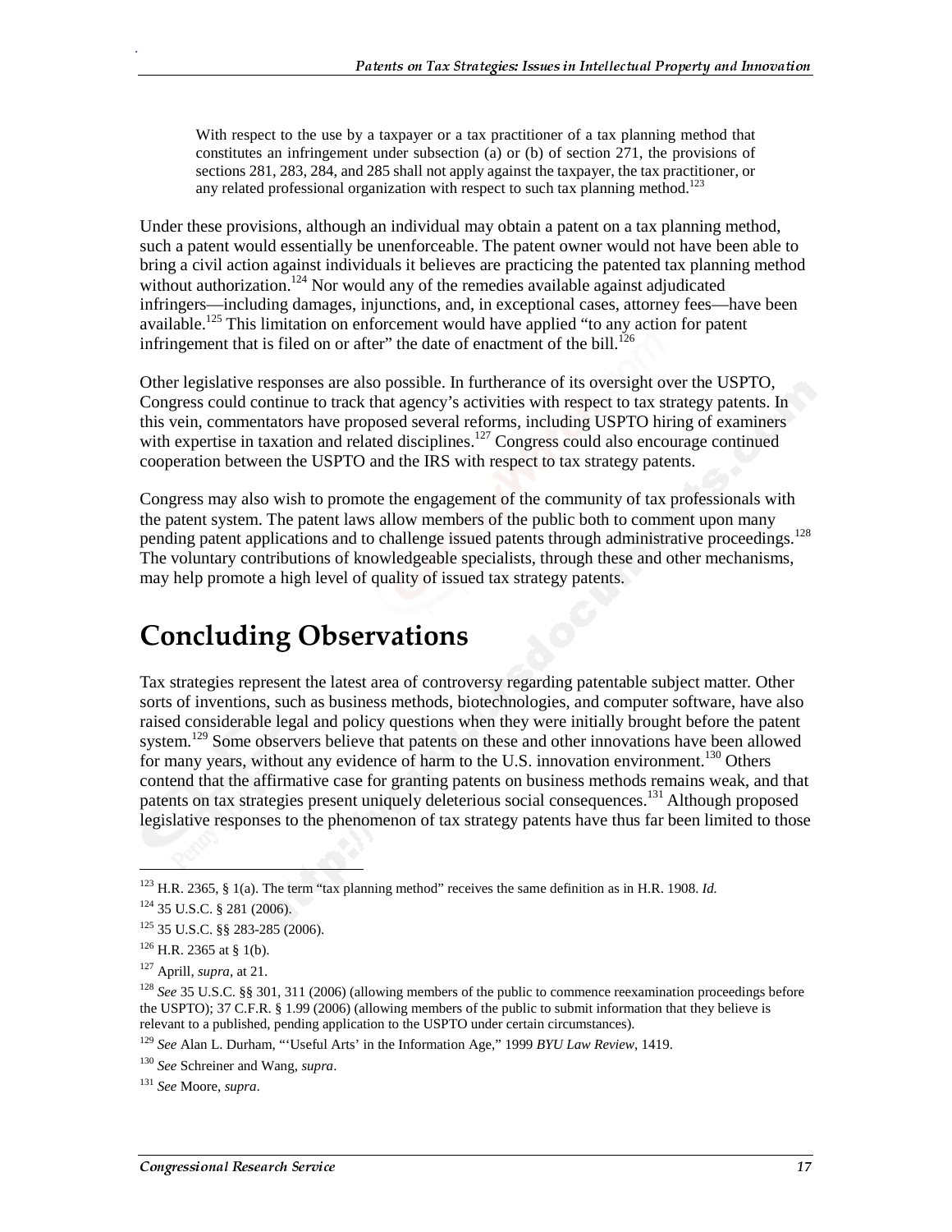> With respect to the use by a taxpayer or a tax practitioner of a tax planning method that constitutes an infringement under subsection (a) or (b) of section 271, the provisions of sections 281, 283, 284, and 285 shall not apply against the taxpayer, the tax practitioner, or any related professional organization with respect to such tax planning method.[123]

Under these provisions, although an individual may obtain a patent on a tax planning method, such a patent would essentially be unenforceable. The patent owner would not have been able to bring a civil action against individuals it believes are practicing the patented tax planning method without authorization.[124] Nor would any of the remedies available against adjudicated infringers—including damages, injunctions, and, in exceptional cases, attorney fees—have been available.[125] This limitation on enforcement would have applied "to any action for patent infringement that is filed on or after" the date of enactment of the bill.[126]

Other legislative responses are also possible. In furtherance of its oversight over the USPTO, Congress could continue to track that agency's activities with respect to tax strategy patents. In this vein, commentators have proposed several reforms, including USPTO hiring of examiners with expertise in taxation and related disciplines.[127] Congress could also encourage continued cooperation between the USPTO and the IRS with respect to tax strategy patents.

Congress may also wish to promote the engagement of the community of tax professionals with the patent system. The patent laws allow members of the public both to comment upon many pending patent applications and to challenge issued patents through administrative proceedings.[128] The voluntary contributions of knowledgeable specialists, through these and other mechanisms, may help promote a high level of quality of issued tax strategy patents.

# Concluding Observations

Tax strategies represent the latest area of controversy regarding patentable subject matter. Other sorts of inventions, such as business methods, biotechnologies, and computer software, have also raised considerable legal and policy questions when they were initially brought before the patent system.[129] Some observers believe that patents on these and other innovations have been allowed for many years, without any evidence of harm to the U.S. innovation environment.[130] Others contend that the affirmative case for granting patents on business methods remains weak, and that patents on tax strategies present uniquely deleterious social consequences.[131] Although proposed legislative responses to the phenomenon of tax strategy patents have thus far been limited to those

---

[123] H.R. 2365, § 1(a). The term "tax planning method" receives the same definition as in H.R. 1908. *Id.*

[124] 35 U.S.C. § 281 (2006).

[125] 35 U.S.C. §§ 283-285 (2006).

[126] H.R. 2365 at § 1(b).

[127] Aprill, *supra*, at 21.

[128] *See* 35 U.S.C. §§ 301, 311 (2006) (allowing members of the public to commence reexamination proceedings before the USPTO); 37 C.F.R. § 1.99 (2006) (allowing members of the public to submit information that they believe is relevant to a published, pending application to the USPTO under certain circumstances).

[129] *See* Alan L. Durham, "'Useful Arts' in the Information Age," 1999 *BYU Law Review*, 1419.

[130] *See* Schreiner and Wang, *supra*.

[131] *See* Moore, *supra*.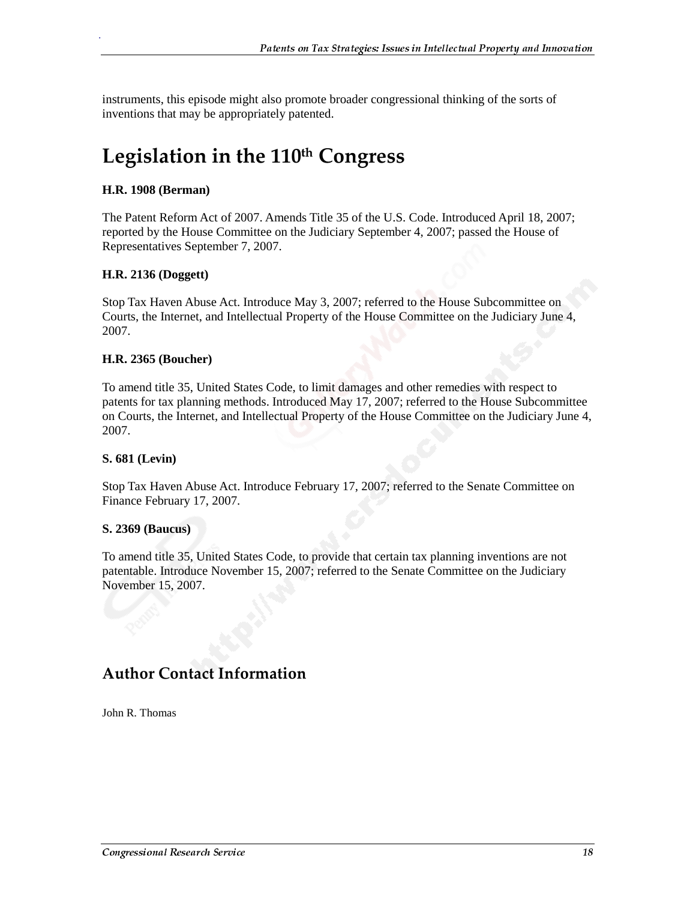instruments, this episode might also promote broader congressional thinking of the sorts of inventions that may be appropriately patented.

# Legislation in the 110th Congress

**H.R. 1908 (Berman)**

The Patent Reform Act of 2007. Amends Title 35 of the U.S. Code. Introduced April 18, 2007; reported by the House Committee on the Judiciary September 4, 2007; passed the House of Representatives September 7, 2007.

**H.R. 2136 (Doggett)**

Stop Tax Haven Abuse Act. Introduce May 3, 2007; referred to the House Subcommittee on Courts, the Internet, and Intellectual Property of the House Committee on the Judiciary June 4, 2007.

**H.R. 2365 (Boucher)**

To amend title 35, United States Code, to limit damages and other remedies with respect to patents for tax planning methods. Introduced May 17, 2007; referred to the House Subcommittee on Courts, the Internet, and Intellectual Property of the House Committee on the Judiciary June 4, 2007.

**S. 681 (Levin)**

Stop Tax Haven Abuse Act. Introduce February 17, 2007; referred to the Senate Committee on Finance February 17, 2007.

**S. 2369 (Baucus)**

To amend title 35, United States Code, to provide that certain tax planning inventions are not patentable. Introduce November 15, 2007; referred to the Senate Committee on the Judiciary November 15, 2007.

## Author Contact Information

John R. Thomas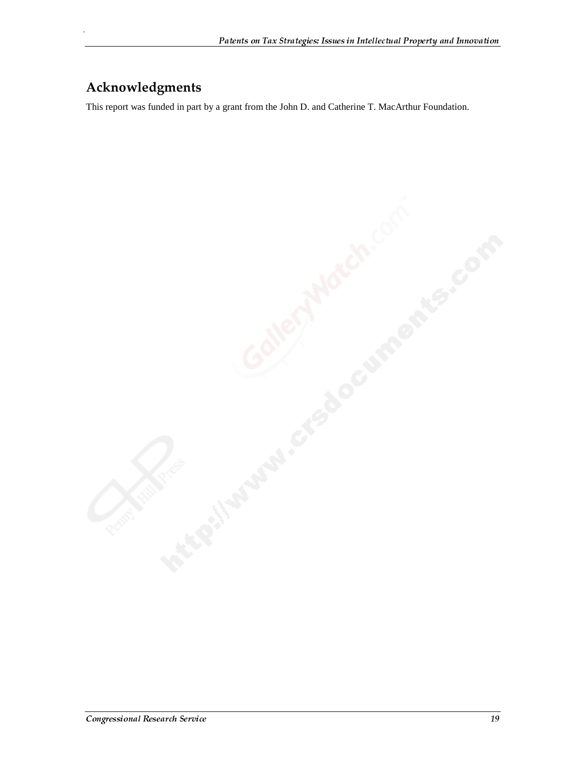## Acknowledgments

This report was funded in part by a grant from the John D. and Catherine T. MacArthur Foundation.